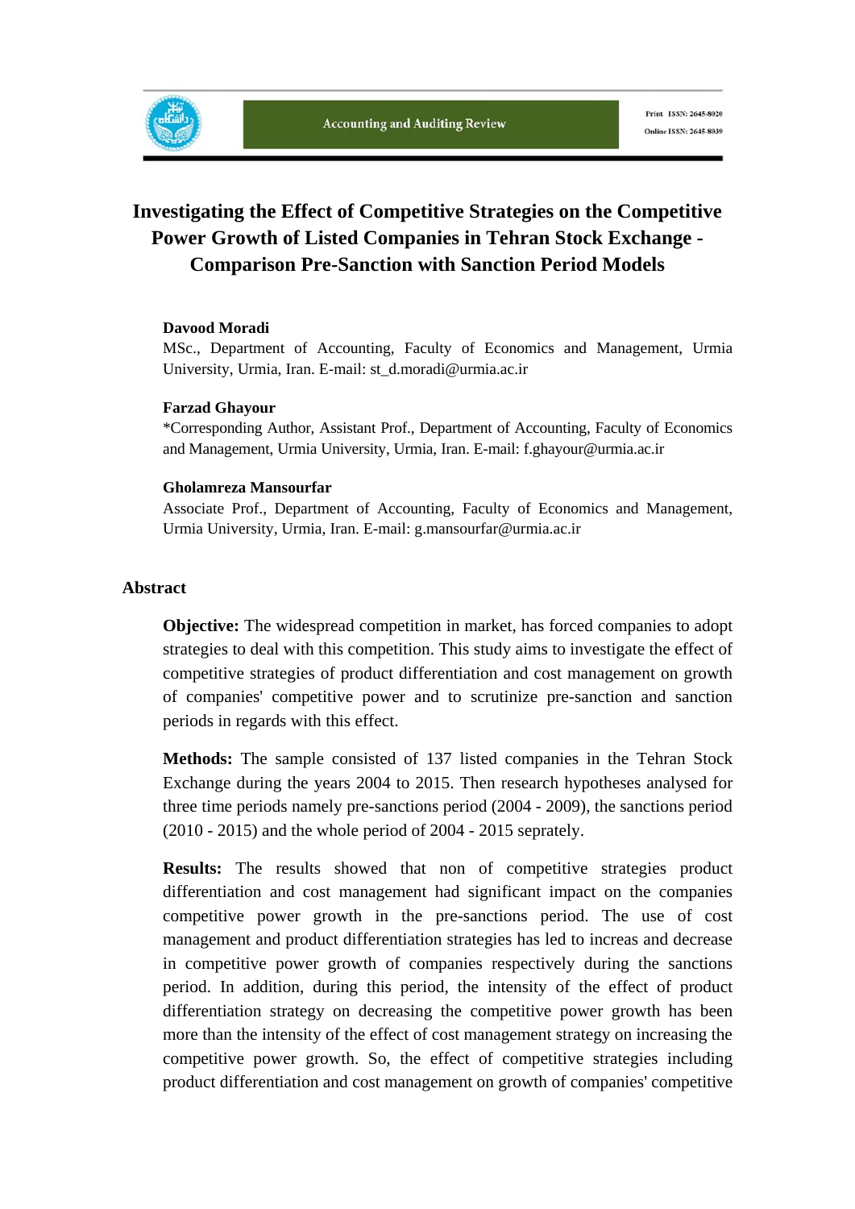# Investigating the Effect of Competitive Strategies on the Competitive Power Growth of Listed Companies in Tehran Stock Exchange - Comparison Pre-Sanction with Sanction Period Models

**Davood Moradi**

MSc., Department of Accounting, Faculty of Economics and Management, Urmia University, Urmia, Iran. E-mail: st_d.moradi@urmia.ac.ir

**Farzad Ghayour**

*Corresponding Author, Assistant Prof., Department of Accounting, Faculty of Economics and Management, Urmia University, Urmia, Iran. E-mail: f.ghayour@urmia.ac.ir

**Gholamreza Mansourfar**

Associate Prof., Department of Accounting, Faculty of Economics and Management, Urmia University, Urmia, Iran. E-mail: g.mansourfar@urmia.ac.ir

## Abstract

**Objective:** The widespread competition in market, has forced companies to adopt strategies to deal with this competition. This study aims to investigate the effect of competitive strategies of product differentiation and cost management on growth of companies' competitive power and to scrutinize pre-sanction and sanction periods in regards with this effect.

**Methods:** The sample consisted of 137 listed companies in the Tehran Stock Exchange during the years 2004 to 2015. Then research hypotheses analysed for three time periods namely pre-sanctions period (2004 - 2009), the sanctions period (2010 - 2015) and the whole period of 2004 - 2015 seprately.

**Results:** The results showed that non of competitive strategies product differentiation and cost management had significant impact on the companies competitive power growth in the pre-sanctions period. The use of cost management and product differentiation strategies has led to increas and decrease in competitive power growth of companies respectively during the sanctions period. In addition, during this period, the intensity of the effect of product differentiation strategy on decreasing the competitive power growth has been more than the intensity of the effect of cost management strategy on increasing the competitive power growth. So, the effect of competitive strategies including product differentiation and cost management on growth of companies' competitive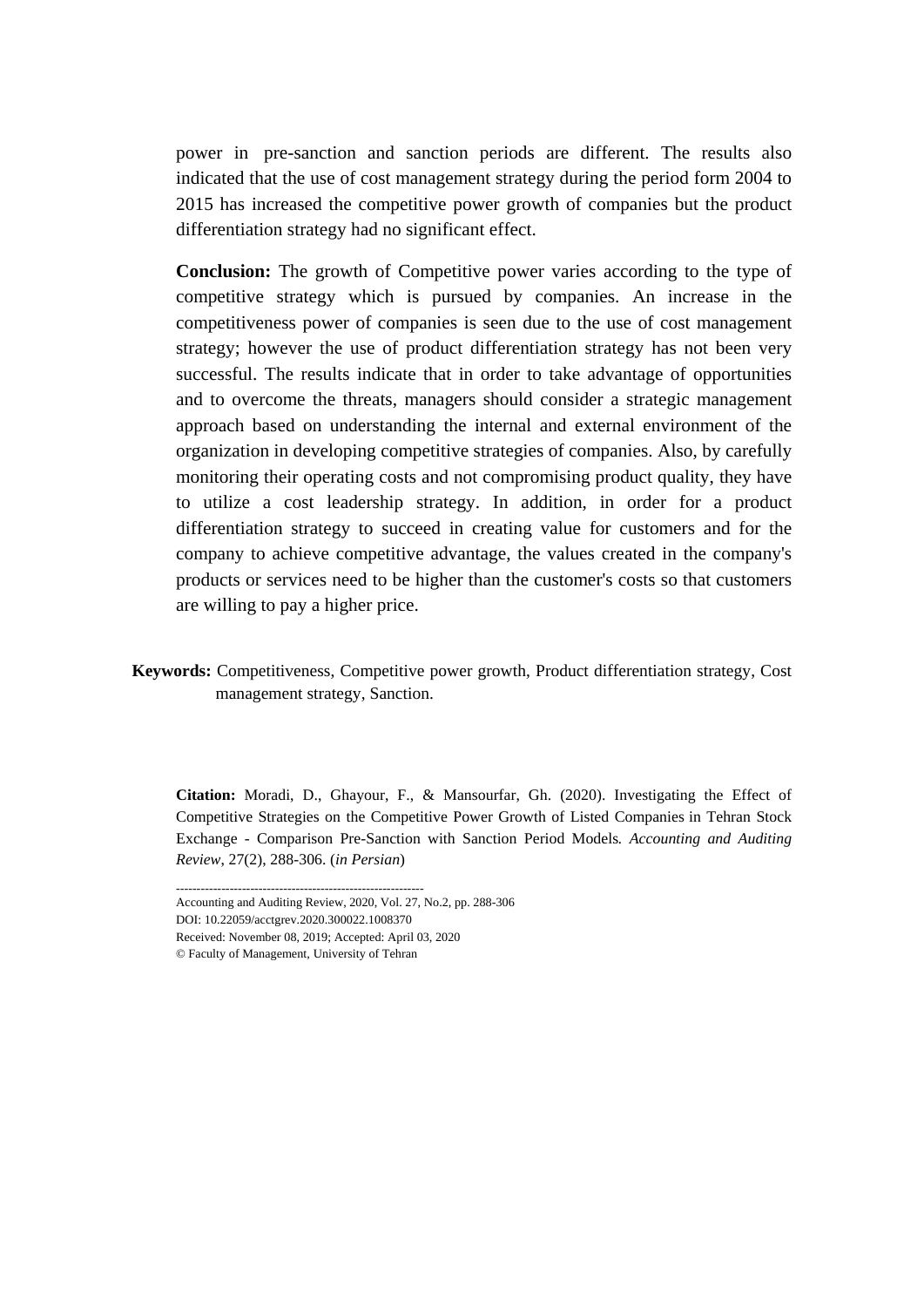power in pre-sanction and sanction periods are different. The results also indicated that the use of cost management strategy during the period form 2004 to 2015 has increased the competitive power growth of companies but the product differentiation strategy had no significant effect.

**Conclusion:** The growth of Competitive power varies according to the type of competitive strategy which is pursued by companies. An increase in the competitiveness power of companies is seen due to the use of cost management strategy; however the use of product differentiation strategy has not been very successful. The results indicate that in order to take advantage of opportunities and to overcome the threats, managers should consider a strategic management approach based on understanding the internal and external environment of the organization in developing competitive strategies of companies. Also, by carefully monitoring their operating costs and not compromising product quality, they have to utilize a cost leadership strategy. In addition, in order for a product differentiation strategy to succeed in creating value for customers and for the company to achieve competitive advantage, the values created in the company's products or services need to be higher than the customer's costs so that customers are willing to pay a higher price.

**Keywords:** Competitiveness, Competitive power growth, Product differentiation strategy, Cost management strategy, Sanction.

**Citation:** Moradi, D., Ghayour, F., & Mansourfar, Gh. (2020). Investigating the Effect of Competitive Strategies on the Competitive Power Growth of Listed Companies in Tehran Stock Exchange - Comparison Pre-Sanction with Sanction Period Models. *Accounting and Auditing Review*, 27(2), 288-306. (*in Persian*)

---

Accounting and Auditing Review, 2020, Vol. 27, No.2, pp. 288-306

DOI: 10.22059/acctgrev.2020.300022.1008370

Received: November 08, 2019; Accepted: April 03, 2020

© Faculty of Management, University of Tehran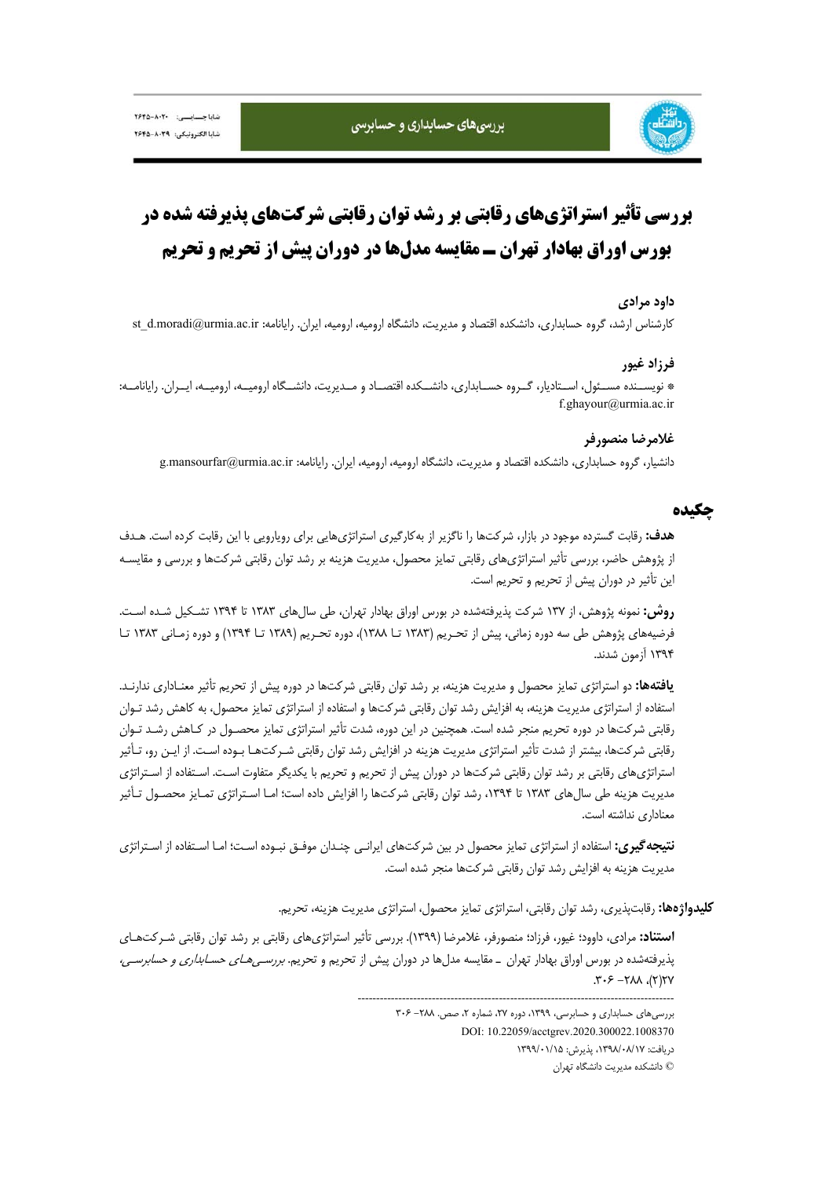# بررسی تأثیر استراتژی‌های رقابتی بر رشد توان رقابتی شرکت‌های پذیرفته شده در بورس اوراق بهادار تهران ـ مقایسه مدل‌ها در دوران پیش از تحریم و تحریم

**داود مرادی**

کارشناس ارشد، گروه حسابداری، دانشکده اقتصاد و مدیریت، دانشگاه ارومیه، ارومیه، ایران. رایانامه: st_d.moradi@urmia.ac.ir

**فرزاد غیور**

* نویسنده مسئول، استادیار، گروه حسابداری، دانشکده اقتصاد و مدیریت، دانشگاه ارومیه، ارومیه، ایران. رایانامه: f.ghayour@urmia.ac.ir

**غلامرضا منصورفر**

دانشیار، گروه حسابداری، دانشکده اقتصاد و مدیریت، دانشگاه ارومیه، ارومیه، ایران. رایانامه: g.mansourfar@urmia.ac.ir

## چکیده

**هدف:** رقابت گسترده موجود در بازار، شرکت‌ها را ناگزیر از به‌کارگیری استراتژی‌هایی برای رویارویی با این رقابت کرده است. هدف از پژوهش حاضر، بررسی تأثیر استراتژی‌های رقابتی تمایز محصول، مدیریت هزینه بر رشد توان رقابتی شرکت‌ها و بررسی و مقایسه این تأثیر در دوران پیش از تحریم و تحریم است.

**روش:** نمونه پژوهش، از ۱۳۷ شرکت پذیرفته‌شده در بورس اوراق بهادار تهران، طی سال‌های ۱۳۸۳ تا ۱۳۹۴ تشکیل شده است. فرضیه‌های پژوهش طی سه دوره زمانی، پیش از تحریم (۱۳۸۳ تا ۱۳۸۸)، دوره تحریم (۱۳۸۹ تا ۱۳۹۴) و دوره زمانی ۱۳۸۳ تا ۱۳۹۴ آزمون شدند.

**یافته‌ها:** دو استراتژی تمایز محصول و مدیریت هزینه، بر رشد توان رقابتی شرکت‌ها در دوره پیش از تحریم تأثیر معناداری ندارند. استفاده از استراتژی مدیریت هزینه، به افزایش رشد توان رقابتی شرکت‌ها و استفاده از استراتژی تمایز محصول، به کاهش رشد توان رقابتی شرکت‌ها در دوره تحریم منجر شده است. همچنین در این دوره، شدت تأثیر استراتژی تمایز محصول در کاهش رشد توان رقابتی شرکت‌ها، بیشتر از شدت تأثیر استراتژی مدیریت هزینه در افزایش رشد توان رقابتی شرکت‌ها بوده است. از این رو، تأثیر استراتژی‌های رقابتی بر رشد توان رقابتی شرکت‌ها در دوران پیش از تحریم و تحریم با یکدیگر متفاوت است. استفاده از استراتژی مدیریت هزینه طی سال‌های ۱۳۸۳ تا ۱۳۹۴، رشد توان رقابتی شرکت‌ها را افزایش داده است؛ اما استراتژی تمایز محصول تأثیر معناداری نداشته است.

**نتیجه‌گیری:** استفاده از استراتژی تمایز محصول در بین شرکت‌های ایرانی چندان موفق نبوده است؛ اما استفاده از استراتژی مدیریت هزینه به افزایش رشد توان رقابتی شرکت‌ها منجر شده است.

**کلیدواژه‌ها:** رقابت‌پذیری، رشد توان رقابتی، استراتژی تمایز محصول، استراتژی مدیریت هزینه، تحریم.

**استناد:** مرادی، داوود؛ غیور، فرزاد؛ منصورفر، غلامرضا (۱۳۹۹). بررسی تأثیر استراتژی‌های رقابتی بر رشد توان رقابتی شرکت‌های پذیرفته‌شده در بورس اوراق بهادار تهران ـ مقایسه مدل‌ها در دوران پیش از تحریم و تحریم. *بررسی‌های حسابداری و حسابرسی*، ۲۷(۲)، ۲۸۸- ۳۰۶.

---

بررسی‌های حسابداری و حسابرسی، ۱۳۹۹، دوره ۲۷، شماره ۲، صص. ۲۸۸- ۳۰۶

DOI: 10.22059/acctgrev.2020.300022.1008370

دریافت: ۱۳۹۸/۰۸/۱۷، پذیرش: ۱۳۹۹/۰۱/۱۵

© دانشکده مدیریت دانشگاه تهران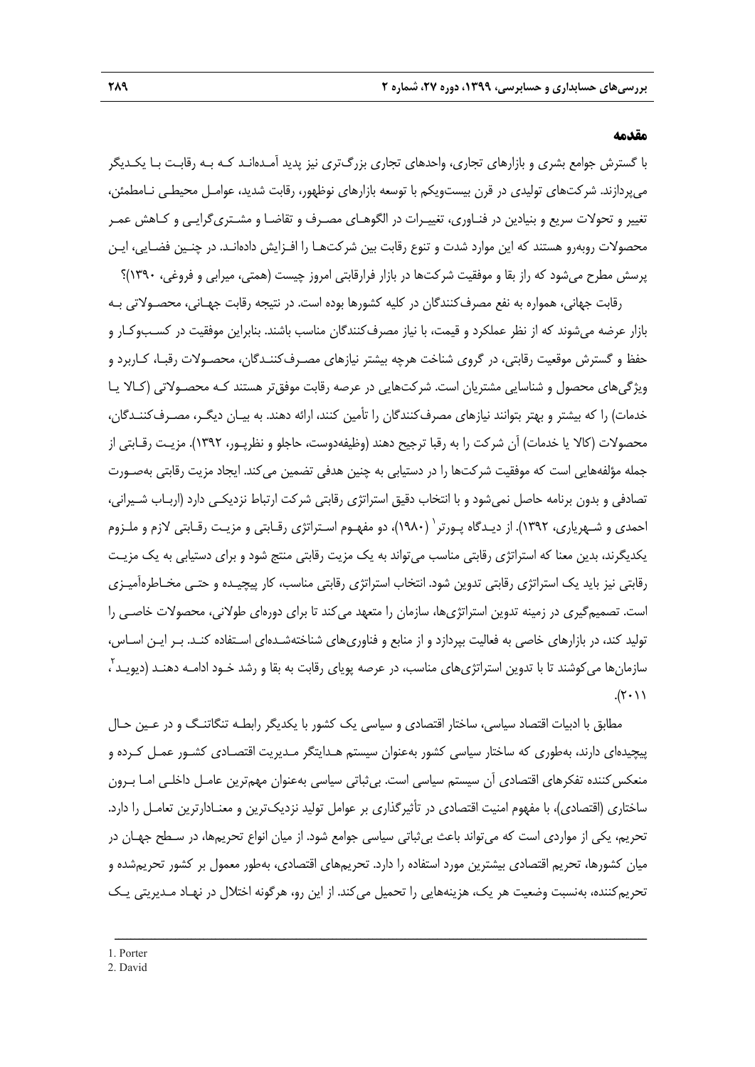## مقدمه

با گسترش جوامع بشری و بازارهای تجاری، واحدهای تجاری بزرگ‌تری نیز پدید آمده‌اند که به رقابت با یکدیگر می‌پردازند. شرکت‌های تولیدی در قرن بیست‌ویکم با توسعه بازارهای نوظهور، رقابت شدید، عوامل محیطی نامطمئن، تغییر و تحولات سریع و بنیادین در فناوری، تغییرات در الگوهای مصرف و تقاضا و مشتری‌گرایی و کاهش عمر محصولات روبه‌رو هستند که این موارد شدت و تنوع رقابت بین شرکت‌ها را افزایش داده‌اند. در چنین فضایی، این پرسش مطرح می‌شود که راز بقا و موفقیت شرکت‌ها در بازار فرارقابتی امروز چیست (همتی، میرابی و فروغی، ۱۳۹۰)؟

رقابت جهانی، همواره به نفع مصرف‌کنندگان در کلیه کشورها بوده است. در نتیجه رقابت جهانی، محصولاتی به بازار عرضه می‌شوند که از نظر عملکرد و قیمت، با نیاز مصرف‌کنندگان مناسب باشند. بنابراین موفقیت در کسب‌وکار و حفظ و گسترش موقعیت رقابتی، در گروی شناخت هرچه بیشتر نیازهای مصرف‌کنندگان، محصولات رقبا، کاربرد و ویژگی‌های محصول و شناسایی مشتریان است. شرکت‌هایی در عرصه رقابت موفق‌تر هستند که محصولاتی (کالا یا خدمات) را که بیشتر و بهتر بتوانند نیازهای مصرف‌کنندگان را تأمین کنند، ارائه دهند. به بیان دیگر، مصرف‌کنندگان، محصولات (کالا یا خدمات) آن شرکت را به رقبا ترجیح دهند (وظیفه‌دوست، حاجلو و نظرپور، ۱۳۹۲). مزیت رقابتی از جمله مؤلفه‌هایی است که موفقیت شرکت‌ها را در دستیابی به چنین هدفی تضمین می‌کند. ایجاد مزیت رقابتی به‌صورت تصادفی و بدون برنامه حاصل نمی‌شود و با انتخاب دقیق استراتژی رقابتی شرکت ارتباط نزدیکی دارد (ارباب شیرانی، احمدی و شهریاری، ۱۳۹۲). از دیدگاه پورتر[1] (۱۹۸۰)، دو مفهوم استراتژی رقابتی و مزیت رقابتی لازم و ملزوم یکدیگرند، بدین معنا که استراتژی رقابتی مناسب می‌تواند به یک مزیت رقابتی منتج شود و برای دستیابی به یک مزیت رقابتی نیز باید یک استراتژی رقابتی تدوین شود. انتخاب استراتژی رقابتی مناسب، کار پیچیده و حتی مخاطره‌آمیزی است. تصمیم‌گیری در زمینه تدوین استراتژی‌ها، سازمان را متعهد می‌کند تا برای دوره‌ای طولانی، محصولات خاصی را تولید کند، در بازارهای خاصی به فعالیت بپردازد و از منابع و فناوری‌های شناخته‌شده‌ای استفاده کند. بر این اساس، سازمان‌ها می‌کوشند تا با تدوین استراتژی‌های مناسب، در عرصه پویای رقابت به بقا و رشد خود ادامه دهند (دیوید[2]، ۲۰۱۱).

مطابق با ادبیات اقتصاد سیاسی، ساختار اقتصادی و سیاسی یک کشور با یکدیگر رابطه تنگاتنگ و در عین حال پیچیده‌ای دارند، به‌طوری که ساختار سیاسی کشور به‌عنوان سیستم هدایتگر مدیریت اقتصادی کشور عمل کرده و منعکس‌کننده تفکرهای اقتصادی آن سیستم سیاسی است. بی‌ثباتی سیاسی به‌عنوان مهم‌ترین عامل داخلی اما برون ساختاری (اقتصادی)، با مفهوم امنیت اقتصادی در تأثیرگذاری بر عوامل تولید نزدیک‌ترین و معنادارترین تعامل را دارد. تحریم، یکی از مواردی است که می‌تواند باعث بی‌ثباتی سیاسی جوامع شود. از میان انواع تحریم‌ها، در سطح جهان در میان کشورها، تحریم اقتصادی بیشترین مورد استفاده را دارد. تحریم‌های اقتصادی، به‌طور معمول بر کشور تحریم‌شده و تحریم‌کننده، به‌نسبت وضعیت هر یک، هزینه‌هایی را تحمیل می‌کند. از این رو، هرگونه اختلال در نهاد مدیریتی یک

---

1. Porter
2. David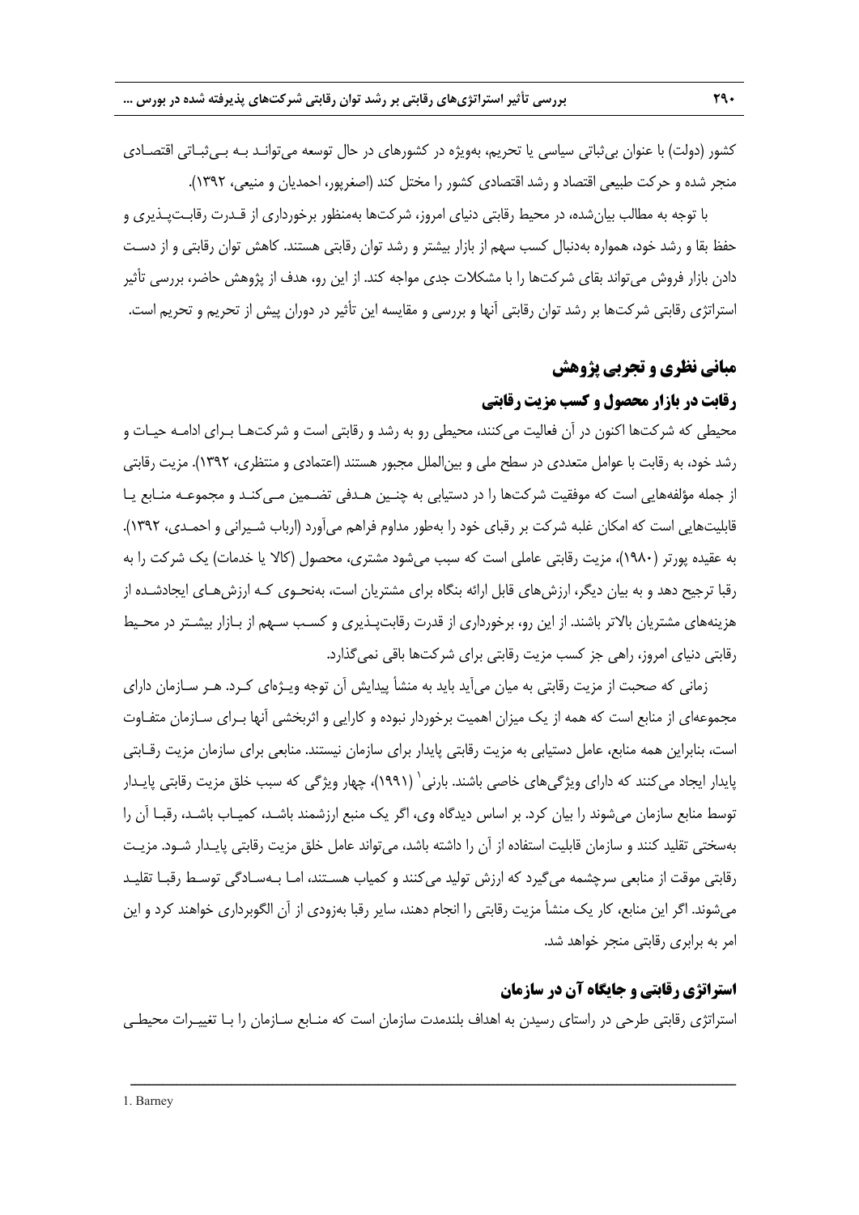کشور (دولت) با عنوان بی‌ثباتی سیاسی یا تحریم، به‌ویژه در کشورهای در حال توسعه می‌تواند به بی‌ثباتی اقتصادی منجر شده و حرکت طبیعی اقتصاد و رشد اقتصادی کشور را مختل کند (اصغرپور، احمدیان و منیعی، ۱۳۹۲).

با توجه به مطالب بیان‌شده، در محیط رقابتی دنیای امروز، شرکت‌ها به‌منظور برخورداری از قدرت رقابت‌پذیری و حفظ بقا و رشد خود، همواره به‌دنبال کسب سهم از بازار بیشتر و رشد توان رقابتی هستند. کاهش توان رقابتی و از دست دادن بازار فروش می‌تواند بقای شرکت‌ها را با مشکلات جدی مواجه کند. از این رو، هدف از پژوهش حاضر، بررسی تأثیر استراتژی رقابتی شرکت‌ها بر رشد توان رقابتی آنها و بررسی و مقایسه این تأثیر در دوران پیش از تحریم و تحریم است.

## مبانی نظری و تجربی پژوهش

### رقابت در بازار محصول و کسب مزیت رقابتی

محیطی که شرکت‌ها اکنون در آن فعالیت می‌کنند، محیطی رو به رشد و رقابتی است و شرکت‌ها برای ادامه حیات و رشد خود، به رقابت با عوامل متعددی در سطح ملی و بین‌الملل مجبور هستند (اعتمادی و منتظری، ۱۳۹۲). مزیت رقابتی از جمله مؤلفه‌هایی است که موفقیت شرکت‌ها را در دستیابی به چنین هدفی تضمین می‌کند و مجموعه منابع یا قابلیت‌هایی است که امکان غلبه شرکت بر رقبای خود را به‌طور مداوم فراهم می‌آورد (ارباب شیرانی و احمدی، ۱۳۹۲). به عقیده پورتر (۱۹۸۰)، مزیت رقابتی عاملی است که سبب می‌شود مشتری، محصول (کالا یا خدمات) یک شرکت را به رقبا ترجیح دهد و به بیان دیگر، ارزش‌های قابل ارائه بنگاه برای مشتریان است، به‌نحوی که ارزش‌های ایجادشده از هزینه‌های مشتریان بالاتر باشند. از این رو، برخورداری از قدرت رقابت‌پذیری و کسب سهم از بازار بیشتر در محیط رقابتی دنیای امروز، راهی جز کسب مزیت رقابتی برای شرکت‌ها باقی نمی‌گذارد.

زمانی که صحبت از مزیت رقابتی به میان می‌آید باید به منشأ پیدایش آن توجه ویژه‌ای کرد. هر سازمان دارای مجموعه‌ای از منابع است که همه از یک میزان اهمیت برخوردار نبوده و کارایی و اثربخشی آنها برای سازمان متفاوت است، بنابراین همه منابع، عامل دستیابی به مزیت رقابتی پایدار برای سازمان نیستند. منابعی برای سازمان مزیت رقابتی پایدار ایجاد می‌کنند که دارای ویژگی‌های خاصی باشند. بارنی[1] (۱۹۹۱)، چهار ویژگی که سبب خلق مزیت رقابتی پایدار توسط منابع سازمان می‌شوند را بیان کرد. بر اساس دیدگاه وی، اگر یک منبع ارزشمند باشد، کمیاب باشد، رقبا آن را به‌سختی تقلید کنند و سازمان قابلیت استفاده از آن را داشته باشد، می‌تواند عامل خلق مزیت رقابتی پایدار شود. مزیت رقابتی موقت از منابعی سرچشمه می‌گیرد که ارزش تولید می‌کنند و کمیاب هستند، اما به‌سادگی توسط رقبا تقلید می‌شوند. اگر این منابع، کار یک منشأ مزیت رقابتی را انجام دهند، سایر رقبا به‌زودی از آن الگوبرداری خواهند کرد و این امر به برابری رقابتی منجر خواهد شد.

### استراتژی رقابتی و جایگاه آن در سازمان

استراتژی رقابتی طرحی در راستای رسیدن به اهداف بلندمدت سازمان است که منابع سازمان را با تغییرات محیطی

---

1. Barney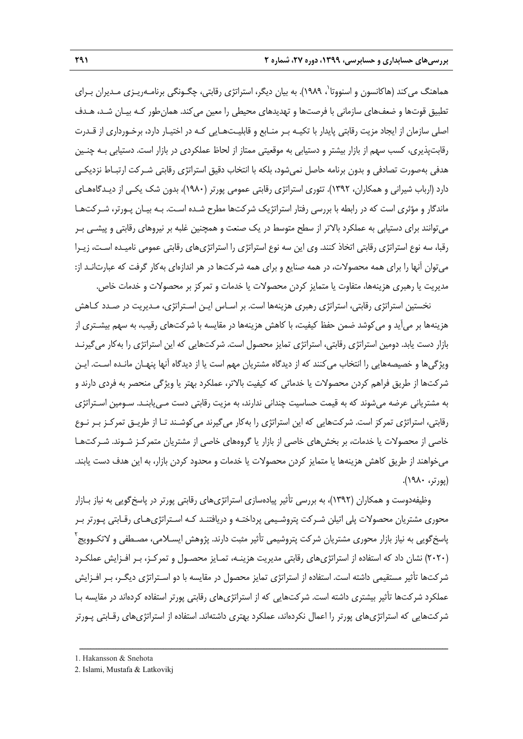هماهنگ می‌کند (هاکانسون و اسنووتا[1]، ۱۹۸۹). به بیان دیگر، استراتژی رقابتی، چگونگی برنامه‌ریزی مدیران برای تطبیق قوت‌ها و ضعف‌های سازمانی با فرصت‌ها و تهدیدهای محیطی را معین می‌کند. همان‌طور که بیان شد، هدف اصلی سازمان از ایجاد مزیت رقابتی پایدار با تکیه بر منابع و قابلیت‌هایی که در اختیار دارد، برخورداری از قدرت رقابت‌پذیری، کسب سهم از بازار بیشتر و دستیابی به موقعیتی ممتاز از لحاظ عملکردی در بازار است. دستیابی به چنین هدفی به‌صورت تصادفی و بدون برنامه حاصل نمی‌شود، بلکه با انتخاب دقیق استراتژی رقابتی شرکت ارتباط نزدیکی دارد (ارباب شیرانی و همکاران، ۱۳۹۲). تئوری استراتژی رقابتی عمومی پورتر (۱۹۸۰)، بدون شک یکی از دیدگاه‌های ماندگار و مؤثری است که در رابطه با بررسی رفتار استراتژیک شرکت‌ها مطرح شده است. به بیان پورتر، شرکت‌ها می‌توانند برای دستیابی به عملکرد بالاتر از سطح متوسط در یک صنعت و همچنین غلبه بر نیروهای رقابتی و پیشی بر رقبا، سه نوع استراتژی رقابتی اتخاذ کنند. وی این سه نوع استراتژی را استراتژی‌های رقابتی عمومی نامیده است، زیرا می‌توان آنها را برای همه محصولات، در همه صنایع و برای همه شرکت‌ها در هر اندازه‌ای به‌کار گرفت که عبارت‌اند از: مدیریت یا رهبری هزینه‌ها، متفاوت یا متمایز کردن محصولات یا خدمات و تمرکز بر محصولات و خدمات خاص.

نخستین استراتژی رقابتی، استراتژی رهبری هزینه‌ها است. بر اساس این استراتژی، مدیریت در صدد کاهش هزینه‌ها بر می‌آید و می‌کوشد ضمن حفظ کیفیت، با کاهش هزینه‌ها در مقایسه با شرکت‌های رقیب، به سهم بیشتری از بازار دست یابد. دومین استراتژی رقابتی، استراتژی تمایز محصول است. شرکت‌هایی که این استراتژی را به‌کار می‌گیرند ویژگی‌ها و خصیصه‌هایی را انتخاب می‌کنند که از دیدگاه مشتریان مهم است یا از دیدگاه آنها پنهان مانده است. این شرکت‌ها از طریق فراهم کردن محصولات یا خدماتی که کیفیت بالاتر، عملکرد بهتر یا ویژگی منحصر به فردی دارند و به مشتریانی عرضه می‌شوند که به قیمت حساسیت چندانی ندارند، به مزیت رقابتی دست می‌یابند. سومین استراتژی رقابتی، استراتژی تمرکز است. شرکت‌هایی که این استراتژی را به‌کار می‌گیرند می‌کوشند تا از طریق تمرکز بر نوع خاصی از محصولات یا خدمات، بر بخش‌های خاصی از بازار یا گروه‌های خاصی از مشتریان متمرکز شوند. شرکت‌ها می‌خواهند از طریق کاهش هزینه‌ها یا متمایز کردن محصولات یا خدمات و محدود کردن بازار، به این هدف دست یابند. (پورتر، ۱۹۸۰).

وظیفه‌دوست و همکاران (۱۳۹۲)، به بررسی تأثیر پیاده‌سازی استراتژی‌های رقابتی پورتر در پاسخ‌گویی به نیاز بازار محوری مشتریان محصولات پلی اتیلن شرکت پتروشیمی پرداخته و دریافتند که استراتژی‌های رقابتی پورتر بر پاسخ‌گویی به نیاز بازار محوری مشتریان شرکت پتروشیمی تأثیر مثبت دارند. پژوهش ایسلامی، مصطفی و لاتکوویچ[2] (۲۰۲۰) نشان داد که استفاده از استراتژی‌های رقابتی مدیریت هزینه، تمایز محصول و تمرکز، بر افزایش عملکرد شرکت‌ها تأثیر مستقیمی داشته است. استفاده از استراتژی تمایز محصول در مقایسه با دو استراتژی دیگر، بر افزایش عملکرد شرکت‌ها تأثیر بیشتری داشته است. شرکت‌هایی که از استراتژی‌های رقابتی پورتر استفاده کرده‌اند در مقایسه با شرکت‌هایی که استراتژی‌های پورتر را اعمال نکرده‌اند، عملکرد بهتری داشته‌اند. استفاده از استراتژی‌های رقابتی پورتر

---

1. Hakansson & Snehota
2. Islami, Mustafa & Latkovikj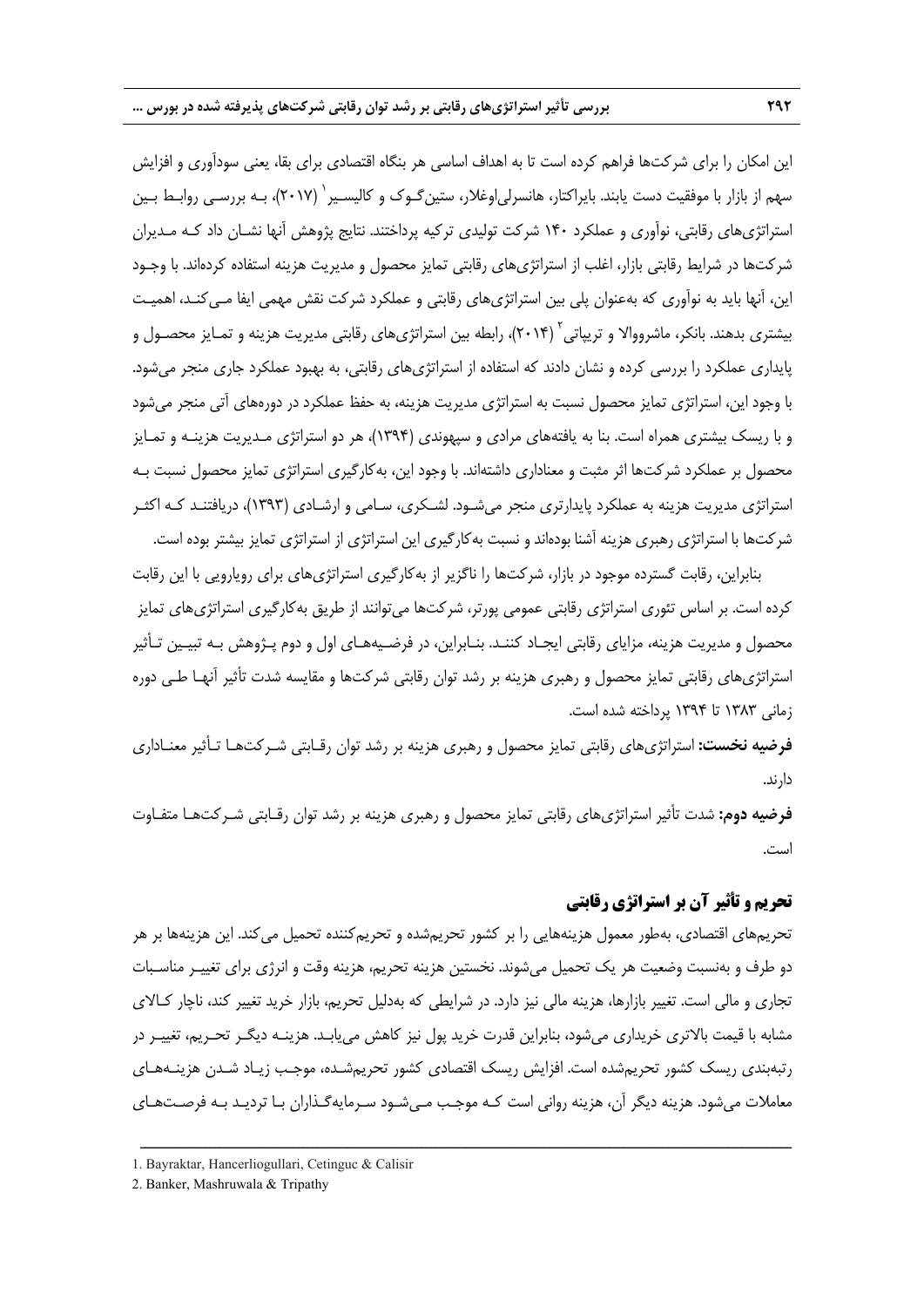این امکان را برای شرکت‌ها فراهم کرده است تا به اهداف اساسی هر بنگاه اقتصادی برای بقا، یعنی سودآوری و افزایش سهم از بازار با موفقیت دست یابند. بایراکتار، هانسرلی‌اوغلار، ستین‌گوک و کالیسیر[1] (۲۰۱۷)، به بررسی روابط بین استراتژی‌های رقابتی، نوآوری و عملکرد ۱۴۰ شرکت تولیدی ترکیه پرداختند. نتایج پژوهش آنها نشان داد که مدیران شرکت‌ها در شرایط رقابتی بازار، اغلب از استراتژی‌های رقابتی تمایز محصول و مدیریت هزینه استفاده کرده‌اند. با وجود این، آنها باید به نوآوری که به‌عنوان پلی بین استراتژی‌های رقابتی و عملکرد شرکت نقش مهمی ایفا می‌کند، اهمیت بیشتری بدهند. بانکر، ماشروواالا و تریپاتی[2] (۲۰۱۴)، رابطه بین استراتژی‌های رقابتی مدیریت هزینه و تمایز محصول و پایداری عملکرد را بررسی کرده و نشان دادند که استفاده از استراتژی‌های رقابتی، به بهبود عملکرد جاری منجر می‌شود. با وجود این، استراتژی تمایز محصول نسبت به استراتژی مدیریت هزینه، به حفظ عملکرد در دوره‌های آتی منجر می‌شود و با ریسک بیشتری همراه است. بنا به یافته‌های مرادی و سپهوندی (۱۳۹۴)، هر دو استراتژی مدیریت هزینه و تمایز محصول بر عملکرد شرکت‌ها اثر مثبت و معناداری داشته‌اند. با وجود این، به‌کارگیری استراتژی تمایز محصول نسبت به استراتژی مدیریت هزینه به عملکرد پایدارتری منجر می‌شود. لشکری، سامی و ارشادی (۱۳۹۳)، دریافتند که اکثر شرکت‌ها با استراتژی رهبری هزینه آشنا بوده‌اند و نسبت به‌کارگیری این استراتژی از استراتژی تمایز بیشتر بوده است.

بنابراین، رقابت گسترده موجود در بازار، شرکت‌ها را ناگزیر از به‌کارگیری استراتژی‌های برای رویارویی با این رقابت کرده است. بر اساس تئوری استراتژی رقابتی عمومی پورتر، شرکت‌ها می‌توانند از طریق به‌کارگیری استراتژی‌های تمایز محصول و مدیریت هزینه، مزایای رقابتی ایجاد کنند. بنابراین، در فرضیه‌های اول و دوم پژوهش به تبیین تأثیر استراتژی‌های رقابتی تمایز محصول و رهبری هزینه بر رشد توان رقابتی شرکت‌ها و مقایسه شدت تأثیر آنها طی دوره زمانی ۱۳۸۳ تا ۱۳۹۴ پرداخته شده است.

**فرضیه نخست:** استراتژی‌های رقابتی تمایز محصول و رهبری هزینه بر رشد توان رقابتی شرکت‌ها تأثیر معناداری دارند.

**فرضیه دوم:** شدت تأثیر استراتژی‌های رقابتی تمایز محصول و رهبری هزینه بر رشد توان رقابتی شرکت‌ها متفاوت است.

## تحریم و تأثیر آن بر استراتژی رقابتی

تحریم‌های اقتصادی، به‌طور معمول هزینه‌هایی را بر کشور تحریم‌شده و تحریم‌کننده تحمیل می‌کند. این هزینه‌ها بر هر دو طرف و به‌نسبت وضعیت هر یک تحمیل می‌شوند. نخستین هزینه تحریم، هزینه وقت و انرژی برای تغییر مناسبات تجاری و مالی است. تغییر بازارها، هزینه مالی نیز دارد. در شرایطی که به‌دلیل تحریم، بازار خرید تغییر کند، ناچار کالای مشابه با قیمت بالاتری خریداری می‌شود، بنابراین قدرت خرید پول نیز کاهش می‌یابد. هزینه دیگر تحریم، تغییر در رتبه‌بندی ریسک کشور تحریم‌شده است. افزایش ریسک اقتصادی کشور تحریم‌شده، موجب زیاد شدن هزینه‌های معاملات می‌شود. هزینه دیگر آن، هزینه روانی است که موجب می‌شود سرمایه‌گذاران با تردید به فرصت‌های

---

1. Bayraktar, Hancerliogullari, Cetinguc & Calisir
2. Banker, Mashruwala & Tripathy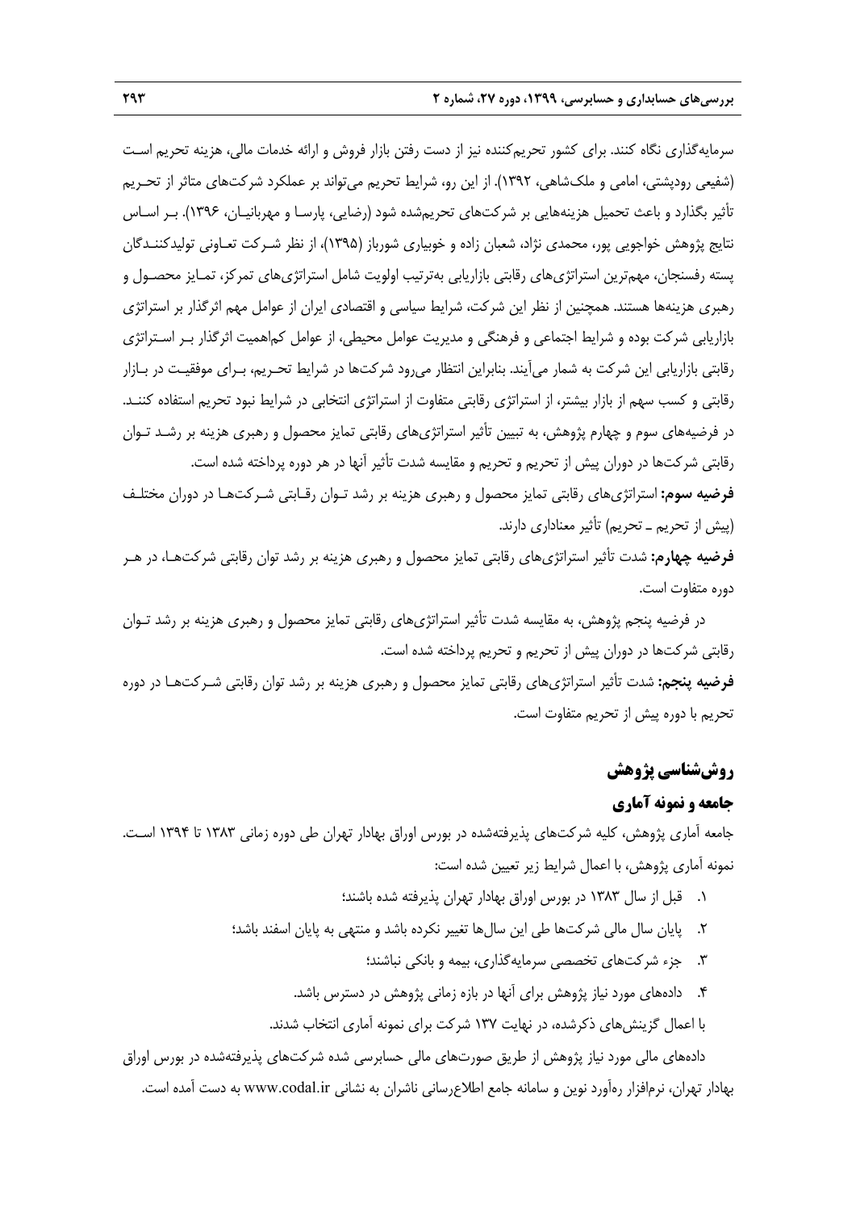سرمایه‌گذاری نگاه کنند. برای کشور تحریم‌کننده نیز از دست رفتن بازار فروش و ارائه خدمات مالی، هزینه تحریم است (شفیعی رودپشتی، امامی و ملک‌شاهی، ۱۳۹۲). از این رو، شرایط تحریم می‌تواند بر عملکرد شرکت‌های متاثر از تحریم تأثیر بگذارد و باعث تحمیل هزینه‌هایی بر شرکت‌های تحریم‌شده شود (رضایی، پارسا و مهربانیان، ۱۳۹۶). بر اساس نتایج پژوهش خواجویی پور، محمدی نژاد، شعبان زاده و خوبیاری شورباز (۱۳۹۵)، از نظر شرکت تعاونی تولیدکنندگان پسته رفسنجان، مهم‌ترین استراتژی‌های رقابتی بازاریابی به‌ترتیب اولویت شامل استراتژی‌های تمرکز، تمایز محصول و رهبری هزینه‌ها هستند. همچنین از نظر این شرکت، شرایط سیاسی و اقتصادی ایران از عوامل مهم اثرگذار بر استراتژی بازاریابی شرکت بوده و شرایط اجتماعی و فرهنگی و مدیریت عوامل محیطی، از عوامل کم‌اهمیت اثرگذار بر استراتژی رقابتی بازاریابی این شرکت به شمار می‌آیند. بنابراین انتظار می‌رود شرکت‌ها در شرایط تحریم، برای موفقیت در بازار رقابتی و کسب سهم از بازار بیشتر، از استراتژی رقابتی متفاوت از استراتژی انتخابی در شرایط نبود تحریم استفاده کنند. در فرضیه‌های سوم و چهارم پژوهش، به تبیین تأثیر استراتژی‌های رقابتی تمایز محصول و رهبری هزینه بر رشد توان رقابتی شرکت‌ها در دوران پیش از تحریم و تحریم و مقایسه شدت تأثیر آنها در هر دوره پرداخته شده است.

**فرضیه سوم:** استراتژی‌های رقابتی تمایز محصول و رهبری هزینه بر رشد توان رقابتی شرکت‌ها در دوران مختلف (پیش از تحریم ـ تحریم) تأثیر معناداری دارند.

**فرضیه چهارم:** شدت تأثیر استراتژی‌های رقابتی تمایز محصول و رهبری هزینه بر رشد توان رقابتی شرکت‌ها، در هر دوره متفاوت است.

در فرضیه پنجم پژوهش، به مقایسه شدت تأثیر استراتژی‌های رقابتی تمایز محصول و رهبری هزینه بر رشد توان رقابتی شرکت‌ها در دوران پیش از تحریم و تحریم پرداخته شده است.

**فرضیه پنجم:** شدت تأثیر استراتژی‌های رقابتی تمایز محصول و رهبری هزینه بر رشد توان رقابتی شرکت‌ها در دوره تحریم با دوره پیش از تحریم متفاوت است.

## روش‌شناسی پژوهش

### جامعه و نمونه آماری

جامعه آماری پژوهش، کلیه شرکت‌های پذیرفته‌شده در بورس اوراق بهادار تهران طی دوره زمانی ۱۳۸۳ تا ۱۳۹۴ است. نمونه آماری پژوهش، با اعمال شرایط زیر تعیین شده است:

۱. قبل از سال ۱۳۸۳ در بورس اوراق بهادار تهران پذیرفته شده باشند؛

۲. پایان سال مالی شرکت‌ها طی این سال‌ها تغییر نکرده باشد و منتهی به پایان اسفند باشد؛

۳. جزء شرکت‌های تخصصی سرمایه‌گذاری، بیمه و بانکی نباشند؛

۴. داده‌های مورد نیاز پژوهش برای آنها در بازه زمانی پژوهش در دسترس باشد.

با اعمال گزینش‌های ذکرشده، در نهایت ۱۳۷ شرکت برای نمونه آماری انتخاب شدند.

داده‌های مالی مورد نیاز پژوهش از طریق صورت‌های مالی حسابرسی شده شرکت‌های پذیرفته‌شده در بورس اوراق بهادار تهران، نرم‌افزار ره‌آورد نوین و سامانه جامع اطلاع‌رسانی ناشران به نشانی www.codal.ir به دست آمده است.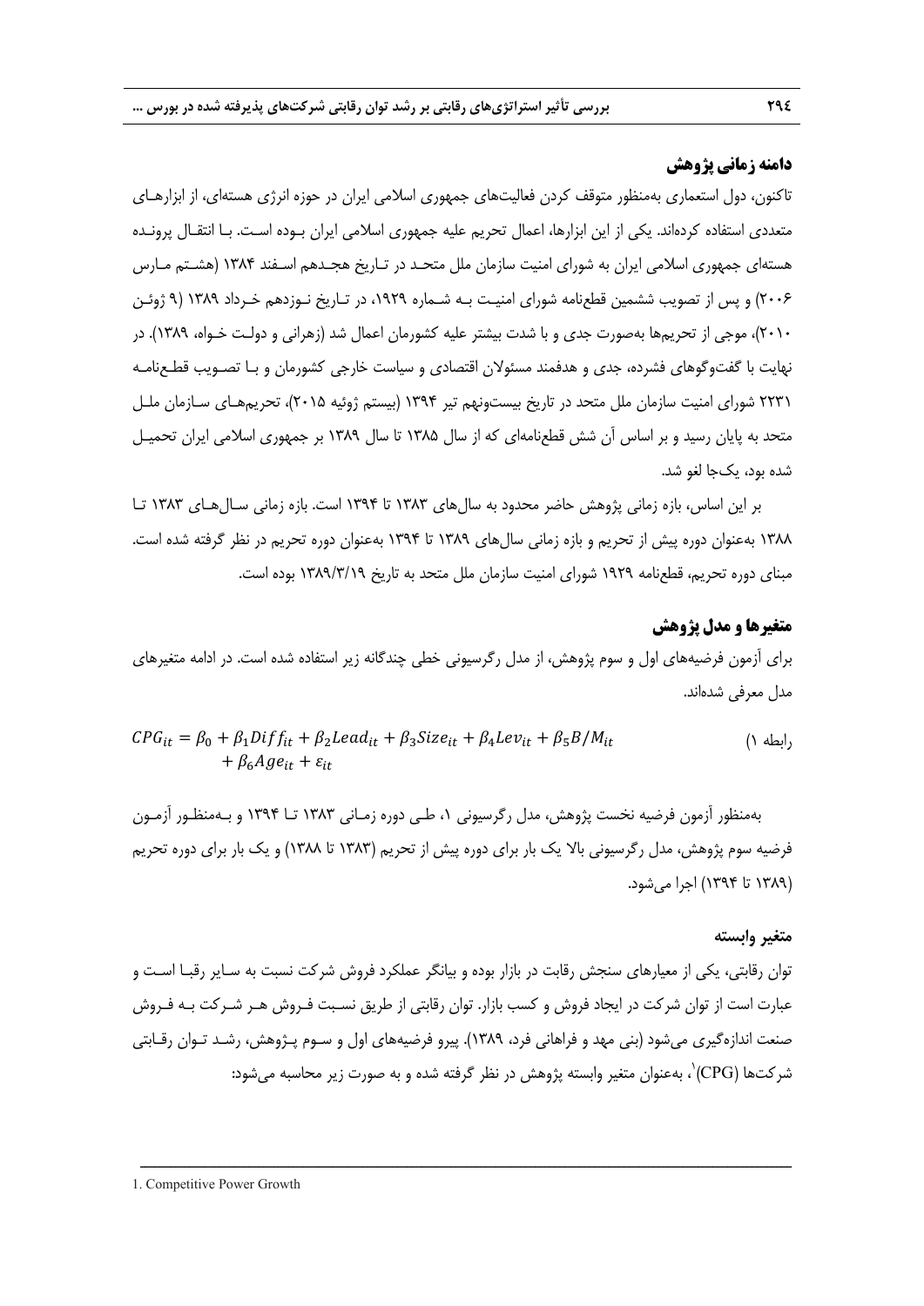## دامنه زمانی پژوهش

تاکنون، دول استعماری به‌منظور متوقف کردن فعالیت‌های جمهوری اسلامی ایران در حوزه انرژی هسته‌ای، از ابزارهای متعددی استفاده کرده‌اند. یکی از این ابزارها، اعمال تحریم علیه جمهوری اسلامی ایران بوده است. با انتقال پرونده هسته‌ای جمهوری اسلامی ایران به شورای امنیت سازمان ملل متحد در تاریخ هجدهم اسفند ۱۳۸۴ (هشتم مارس ۲۰۰۶) و پس از تصویب ششمین قطع‌نامه شورای امنیت به شماره ۱۹۲۹، در تاریخ نوزدهم خرداد ۱۳۸۹ (۹ ژوئن ۲۰۱۰)، موجی از تحریم‌ها به‌صورت جدی و با شدت بیشتر علیه کشورمان اعمال شد (زهرانی و دولت خواه، ۱۳۸۹). در نهایت با گفت‌وگوهای فشرده، جدی و هدفمند مسئولان اقتصادی و سیاست خارجی کشورمان و با تصویب قطع‌نامه ۲۲۳۱ شورای امنیت سازمان ملل متحد در تاریخ بیست‌ونهم تیر ۱۳۹۴ (بیستم ژوئیه ۲۰۱۵)، تحریم‌های سازمان ملل متحد به پایان رسید و بر اساس آن شش قطع‌نامه‌ای که از سال ۱۳۸۵ تا سال ۱۳۸۹ بر جمهوری اسلامی ایران تحمیل شده بود، یک‌جا لغو شد.

بر این اساس، بازه زمانی پژوهش حاضر محدود به سال‌های ۱۳۸۳ تا ۱۳۹۴ است. بازه زمانی سال‌های ۱۳۸۳ تا ۱۳۸۸ به‌عنوان دوره پیش از تحریم و بازه زمانی سال‌های ۱۳۸۹ تا ۱۳۹۴ به‌عنوان دوره تحریم در نظر گرفته شده است. مبنای دوره تحریم، قطع‌نامه ۱۹۲۹ شورای امنیت سازمان ملل متحد به تاریخ ۱۳۸۹/۳/۱۹ بوده است.

## متغیرها و مدل پژوهش

برای آزمون فرضیه‌های اول و سوم پژوهش، از مدل رگرسیونی خطی چندگانه زیر استفاده شده است. در ادامه متغیرهای مدل معرفی شده‌اند.

$$CPG_{it} = \beta_0 + \beta_1 Diff_{it} + \beta_2 Lead_{it} + \beta_3 Size_{it} + \beta_4 Lev_{it} + \beta_5 B/M_{it} + \beta_6 Age_{it} + \varepsilon_{it} \quad \text{(رابطه ۱)}$$

به‌منظور آزمون فرضیه نخست پژوهش، مدل رگرسیونی ۱، طی دوره زمانی ۱۳۸۳ تا ۱۳۹۴ و به‌منظور آزمون فرضیه سوم پژوهش، مدل رگرسیونی بالا یک بار برای دوره پیش از تحریم (۱۳۸۳ تا ۱۳۸۸) و یک بار برای دوره تحریم (۱۳۸۹ تا ۱۳۹۴) اجرا می‌شود.

### متغیر وابسته

توان رقابتی، یکی از معیارهای سنجش رقابت در بازار بوده و بیانگر عملکرد فروش شرکت نسبت به سایر رقبا است و عبارت است از توان شرکت در ایجاد فروش و کسب بازار. توان رقابتی از طریق نسبت فروش هر شرکت به فروش صنعت اندازه‌گیری می‌شود (بنی مهد و فراهانی فرد، ۱۳۸۹). پیرو فرضیه‌های اول و سوم پژوهش، رشد توان رقابتی شرکت‌ها (CPG)[1]، به‌عنوان متغیر وابسته پژوهش در نظر گرفته شده و به صورت زیر محاسبه می‌شود:

---

1. Competitive Power Growth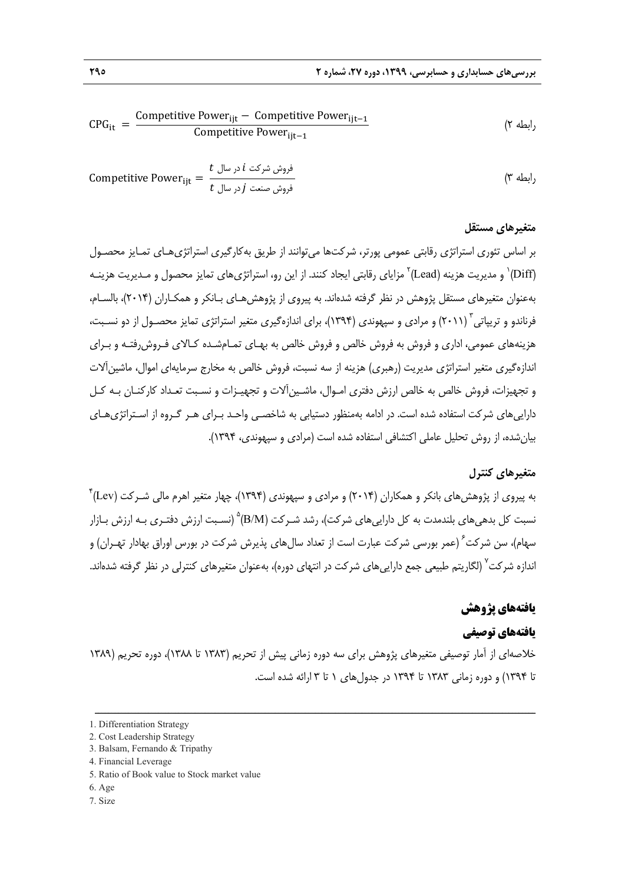$$\text{CPG}_{\text{it}} = \frac{\text{Competitive Power}_{\text{ijt}} - \text{Competitive Power}_{\text{ijt}-1}}{\text{Competitive Power}_{\text{ijt}-1}}$$ رابطه ۲)

$$\text{Competitive Power}_{\text{ijt}} = \frac{\text{فروش شرکت } i \text{ در سال } t}{\text{فروش صنعت } j \text{ در سال } t}$$ رابطه ۳)

### متغیرهای مستقل

بر اساس تئوری استراتژی رقابتی عمومی پورتر، شرکت‌ها می‌توانند از طریق به‌کارگیری استراتژی‌های تمایز محصول (Diff)[1] و مدیریت هزینه (Lead)[2] مزایای رقابتی ایجاد کنند. از این رو، استراتژی‌های تمایز محصول و مدیریت هزینه به‌عنوان متغیرهای مستقل پژوهش در نظر گرفته شده‌اند. به پیروی از پژوهش‌های بانکر و همکاران (۲۰۱۴)، بالسام، فرناندو و تریپاتی[3] (۲۰۱۱) و مرادی و سپهوندی (۱۳۹۴)، برای اندازه‌گیری متغیر استراتژی تمایز محصول از دو نسبت، هزینه‌های عمومی، اداری و فروش به فروش خالص و فروش خالص به بهای تمام‌شده کالای فروش‌رفته و برای اندازه‌گیری متغیر استراتژی مدیریت هزینه (رهبری) هزینه از سه نسبت، فروش خالص به مخارج سرمایه‌ای اموال، ماشین‌آلات و تجهیزات، فروش خالص به خالص ارزش دفتری اموال، ماشین‌آلات و تجهیزات و نسبت تعداد کارکنان به کل دارایی‌های شرکت استفاده شده است. در ادامه به‌منظور دستیابی به شاخصی واحد برای هر گروه از استراتژی‌های بیان‌شده، از روش تحلیل عاملی اکتشافی استفاده شده است (مرادی و سپهوندی، ۱۳۹۴).

### متغیرهای کنترل

به پیروی از پژوهش‌های بانکر و همکاران (۲۰۱۴) و مرادی و سپهوندی (۱۳۹۴)، چهار متغیر اهرم مالی شرکت (Lev)[4] نسبت کل بدهی‌های بلندمدت به کل دارایی‌های شرکت)، رشد شرکت (B/M)[5] (نسبت ارزش دفتری به ارزش بازار سهام)، سن شرکت[6] (عمر بورسی شرکت عبارت است از تعداد سال‌های پذیرش شرکت در بورس اوراق بهادار تهران) و اندازه شرکت[7] (لگاریتم طبیعی جمع دارایی‌های شرکت در انتهای دوره)، به‌عنوان متغیرهای کنترلی در نظر گرفته شده‌اند.

## یافته‌های پژوهش

### یافته‌های توصیفی

خلاصه‌ای از آمار توصیفی متغیرهای پژوهش برای سه دوره زمانی پیش از تحریم (۱۳۸۳ تا ۱۳۸۸)، دوره تحریم (۱۳۸۹ تا ۱۳۹۴) و دوره زمانی ۱۳۸۳ تا ۱۳۹۴ در جدول‌های ۱ تا ۳ ارائه شده است.

---

1. Differentiation Strategy
2. Cost Leadership Strategy
3. Balsam, Fernando & Tripathy
4. Financial Leverage
5. Ratio of Book value to Stock market value
6. Age
7. Size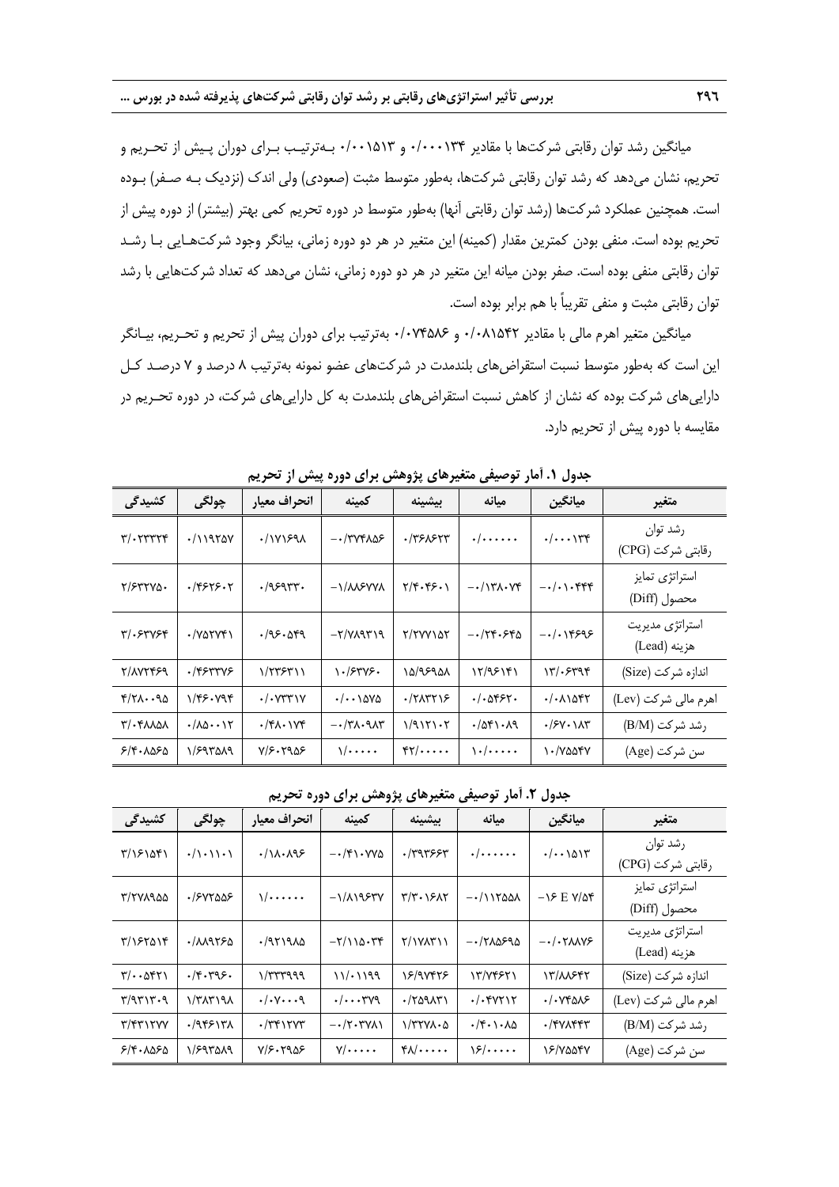میانگین رشد توان رقابتی شرکت‌ها با مقادیر ۰/۰۰۰۱۳۴ و ۰/۰۰۱۵۱۳ به‌ترتیب برای دوران پیش از تحریم و تحریم، نشان می‌دهد که رشد توان رقابتی شرکت‌ها، به‌طور متوسط مثبت (صعودی) ولی اندک (نزدیک به صفر) بوده است. همچنین عملکرد شرکت‌ها (رشد توان رقابتی آنها) به‌طور متوسط در دوره تحریم کمی بهتر (بیشتر) از دوره پیش از تحریم بوده است. منفی بودن کمترین مقدار (کمینه) این متغیر در هر دو دوره زمانی، بیانگر وجود شرکت‌هایی با رشد توان رقابتی منفی بوده است. صفر بودن میانه این متغیر در هر دو دوره زمانی، نشان می‌دهد که تعداد شرکت‌هایی با رشد توان رقابتی مثبت و منفی تقریباً با هم برابر بوده است.

میانگین متغیر اهرم مالی با مقادیر ۰/۰۸۱۵۴۲ و ۰/۰۷۴۵۸۶ به‌ترتیب برای دوران پیش از تحریم و تحریم، بیانگر این است که به‌طور متوسط نسبت استقراض‌های بلندمدت در شرکت‌های عضو نمونه به‌ترتیب ۸ درصد و ۷ درصد کل دارایی‌های شرکت بوده که نشان از کاهش نسبت استقراض‌های بلندمدت به کل دارایی‌های شرکت، در دوره تحریم در مقایسه با دوره پیش از تحریم دارد.

**جدول ۱. آمار توصیفی متغیرهای پژوهش برای دوره پیش از تحریم**

| متغیر | میانگین | میانه | بیشینه | کمینه | انحراف معیار | چولگی | کشیدگی |
|---|---|---|---|---|---|---|---|
| رشد توان رقابتی شرکت (CPG) | ۰/۰۰۰۱۳۴ | ۰/۰۰۰۰۰۰ | ۰/۳۶۸۶۲۳ | −۰/۳۷۴۸۵۶ | ۰/۱۷۱۶۹۸ | ۰/۱۱۹۲۵۷ | ۳/۰۲۳۳۲۴ |
| استراتژی تمایز محصول (Diff) | −۰/۰۱۰۴۴۴ | −۰/۱۳۸۰۷۴ | ۲/۴۰۴۶۰۱ | −۱/۸۸۶۷۷۸ | ۰/۹۶۹۳۳۰ | ۰/۴۶۲۶۰۲ | ۲/۶۳۲۷۵۰ |
| استراتژی مدیریت هزینه (Lead) | −۰/۰۱۴۶۹۶ | −۰/۲۴۰۶۴۵ | ۲/۲۷۷۱۵۲ | −۲/۷۸۹۳۱۹ | ۰/۹۶۰۵۴۹ | ۰/۷۵۲۷۴۱ | ۳/۰۶۳۷۶۴ |
| اندازه شرکت (Size) | ۱۳/۰۶۳۹۴ | ۱۲/۹۶۱۴۱ | ۱۵/۹۶۹۵۸ | ۱۰/۶۳۷۶۰ | ۱/۲۳۶۳۱۱ | ۰/۴۶۳۳۷۶ | ۲/۸۷۲۴۶۹ |
| اهرم مالی شرکت (Lev) | ۰/۰۸۱۵۴۲ | ۰/۰۵۴۶۲۰ | ۰/۲۸۳۲۱۶ | ۰/۰۰۱۵۷۵ | ۰/۰۷۳۳۱۷ | ۱/۴۶۰۷۹۴ | ۴/۲۸۰۰۹۵ |
| رشد شرکت (B/M) | ۰/۶۷۰۱۸۳ | ۰/۵۴۱۰۸۹ | ۱/۹۱۲۱۰۲ | −۰/۳۸۰۹۸۳ | ۰/۴۸۰۱۷۴ | ۰/۸۵۰۰۱۲ | ۳/۰۴۸۸۵۸ |
| سن شرکت (Age) | ۱۰/۷۵۵۴۷ | ۱۰/۰۰۰۰۰ | ۴۲/۰۰۰۰۰ | ۱/۰۰۰۰۰ | ۷/۶۰۲۹۵۶ | ۱/۶۹۳۵۸۹ | ۶/۴۰۸۵۶۵ |

**جدول ۲. آمار توصیفی متغیرهای پژوهش برای دوره تحریم**

| متغیر | میانگین | میانه | بیشینه | کمینه | انحراف معیار | چولگی | کشیدگی |
|---|---|---|---|---|---|---|---|
| رشد توان رقابتی شرکت (CPG) | ۰/۰۰۱۵۱۳ | ۰/۰۰۰۰۰۰ | ۰/۳۹۳۶۶۳ | −۰/۴۱۰۷۷۵ | ۰/۱۸۰۸۹۶ | ۰/۱۰۱۱۰۱ | ۳/۱۶۱۵۴۱ |
| استراتژی تمایز محصول (Diff) | −۱۶ E ۷/۵۴ | −۰/۱۱۲۵۵۸ | ۳/۳۰۱۶۸۲ | −۱/۸۱۹۶۳۷ | ۱/۰۰۰۰۰۰ | ۰/۶۷۲۵۵۶ | ۳/۲۷۸۹۵۵ |
| استراتژی مدیریت هزینه (Lead) | −۰/۰۲۸۸۷۶ | −۰/۲۸۵۶۹۵ | ۲/۱۷۸۳۱۱ | −۲/۱۱۵۰۳۴ | ۰/۹۲۱۹۸۵ | ۰/۸۸۹۲۶۵ | ۳/۱۶۲۵۱۴ |
| اندازه شرکت (Size) | ۱۳/۸۸۶۴۲ | ۱۳/۷۴۶۲۱ | ۱۶/۹۷۴۲۶ | ۱۱/۰۱۹۹ | ۱/۳۳۳۹۹۹ | ۰/۴۰۳۹۶۰ | ۳/۰۰۵۴۲۱ |
| اهرم مالی شرکت (Lev) | ۰/۰۷۴۵۸۶ | ۰/۰۴۷۲۱۲ | ۰/۲۵۹۸۳۱ | ۰/۰۰۰۳۷۹ | ۰/۰۷۰۰۰۹ | ۱/۳۸۳۱۹۸ | ۳/۹۳۱۳۰۹ |
| رشد شرکت (B/M) | ۰/۴۷۸۴۴۳ | ۰/۴۰۱۰۸۵ | ۱/۳۲۷۸۰۵ | −۰/۲۰۳۷۸۱ | ۰/۳۴۱۲۷۳ | ۰/۹۴۶۱۳۸ | ۳/۴۳۱۲۷۷ |
| سن شرکت (Age) | ۱۶/۷۵۵۴۷ | ۱۶/۰۰۰۰۰ | ۴۸/۰۰۰۰۰ | ۷/۰۰۰۰۰ | ۷/۶۰۲۹۵۶ | ۱/۶۹۳۵۸۹ | ۶/۴۰۸۵۶۵ |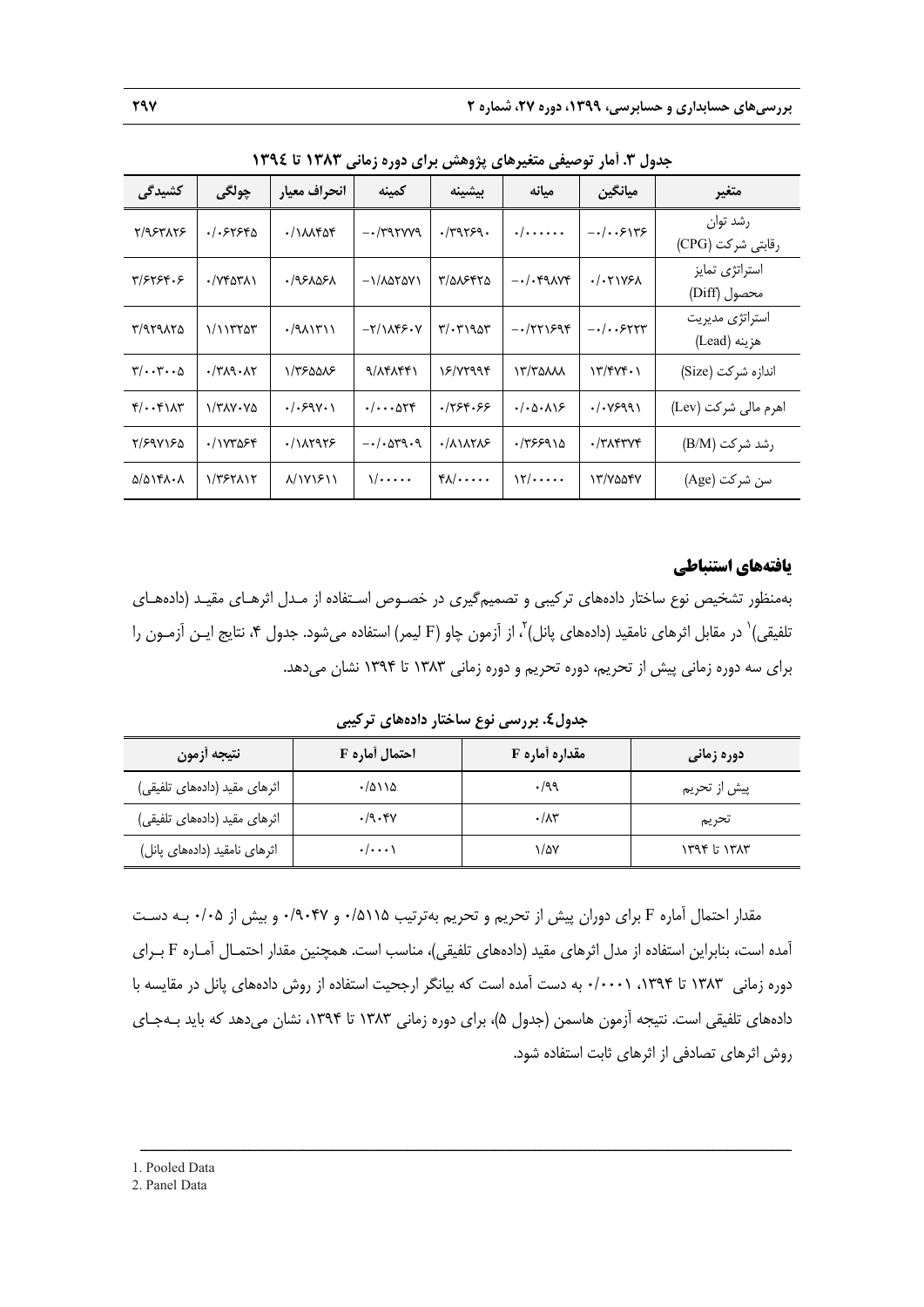**جدول ۳. آمار توصیفی متغیرهای پژوهش برای دوره زمانی ۱۳۸۳ تا ۱۳۹٤**

| متغیر | میانگین | میانه | بیشینه | کمینه | انحراف معیار | چولگی | کشیدگی |
|---|---|---|---|---|---|---|---|
| رشد توان رقابتی شرکت (CPG) | ۰/۰۰۶۱۳۶- | ۰/۰۰۰۰۰۰ | ۰/۳۹۲۶۹۰ | ۰/۳۹۲۷۷۹- | ۰/۱۸۸۴۵۴ | ۰/۰۶۲۶۴۵ | ۲/۹۶۳۸۲۶ |
| استراتژی تمایز محصول (Diff) | ۰/۰۲۱۷۶۸ | ۰/۰۴۹۸۷۴- | ۳/۵۸۶۴۲۵ | ۱/۸۵۲۵۷۱- | ۰/۹۶۸۵۶۸ | ۰/۷۴۵۳۸۱ | ۳/۶۲۶۴۰۶ |
| استراتژی مدیریت هزینه (Lead) | ۰/۰۰۶۲۲۳- | ۰/۲۲۱۶۹۴- | ۳/۰۳۱۹۵۳ | ۲/۱۸۴۶۰۷- | ۰/۹۸۱۳۱۱ | ۱/۱۱۳۲۵۳ | ۳/۹۲۹۸۲۵ |
| اندازه شرکت (Size) | ۱۳/۴۷۴۰۱ | ۱۳/۳۵۸۸۸ | ۱۶/۷۲۹۹۴ | ۹/۸۴۸۴۴۱ | ۱/۳۶۵۵۸۶ | ۰/۳۸۹۰۸۲ | ۳/۰۰۳۰۰۵ |
| اهرم مالی شرکت (Lev) | ۰/۰۷۶۹۹۱ | ۰/۰۵۰۸۱۶ | ۰/۲۶۴۰۶۶ | ۰/۰۰۰۵۲۴ | ۰/۰۶۹۷۰۱ | ۱/۳۸۷۰۷۵ | ۴/۰۰۴۱۸۳ |
| رشد شرکت (B/M) | ۰/۳۸۴۳۷۴ | ۰/۳۶۶۹۱۵ | ۰/۸۱۸۲۸۶ | ۰/۰۵۳۹۰۹- | ۰/۱۸۲۹۲۶ | ۰/۱۷۳۵۶۴ | ۲/۶۹۷۱۶۵ |
| سن شرکت (Age) | ۱۳/۷۵۵۴۷ | ۱۲/۰۰۰۰۰ | ۴۸/۰۰۰۰۰ | ۱/۰۰۰۰۰ | ۸/۱۷۱۶۱۱ | ۱/۳۶۲۸۱۲ | ۵/۵۱۴۸۰۸ |

## یافته‌های استنباطی

به‌منظور تشخیص نوع ساختار داده‌های ترکیبی و تصمیم‌گیری در خصوص استفاده از مدل اثرهای مقید (داده‌های تلفیقی)[1] در مقابل اثرهای نامقید (داده‌های پانل)[2]، از آزمون چاو (F لیمر) استفاده می‌شود. جدول ۴، نتایج این آزمون را برای سه دوره زمانی پیش از تحریم، دوره تحریم و دوره زمانی ۱۳۸۳ تا ۱۳۹۴ نشان می‌دهد.

**جدول٤. بررسی نوع ساختار داده‌های ترکیبی**

| دوره زمانی | مقداره آماره F | احتمال آماره F | نتیجه آزمون |
|---|---|---|---|
| پیش از تحریم | ۰/۹۹ | ۰/۵۱۱۵ | اثرهای مقید (داده‌های تلفیقی) |
| تحریم | ۰/۸۳ | ۰/۹۰۴۷ | اثرهای مقید (داده‌های تلفیقی) |
| ۱۳۸۳ تا ۱۳۹۴ | ۱/۵۷ | ۰/۰۰۰۱ | اثرهای نامقید (داده‌های پانل) |

مقدار احتمال آماره F برای دوران پیش از تحریم و تحریم به‌ترتیب ۰/۵۱۱۵ و ۰/۹۰۴۷ و بیش از ۰/۰۵ به دست آمده است، بنابراین استفاده از مدل اثرهای مقید (داده‌های تلفیقی)، مناسب است. همچنین مقدار احتمال آماره F برای دوره زمانی ۱۳۸۳ تا ۱۳۹۴، ۰/۰۰۰۱ به دست آمده است که بیانگر ارجحیت استفاده از روش داده‌های پانل در مقایسه با داده‌های تلفیقی است. نتیجه آزمون هاسمن (جدول ۵)، برای دوره زمانی ۱۳۸۳ تا ۱۳۹۴، نشان می‌دهد که باید به‌جای روش اثرهای تصادفی از اثرهای ثابت استفاده شود.

---

1. Pooled Data
2. Panel Data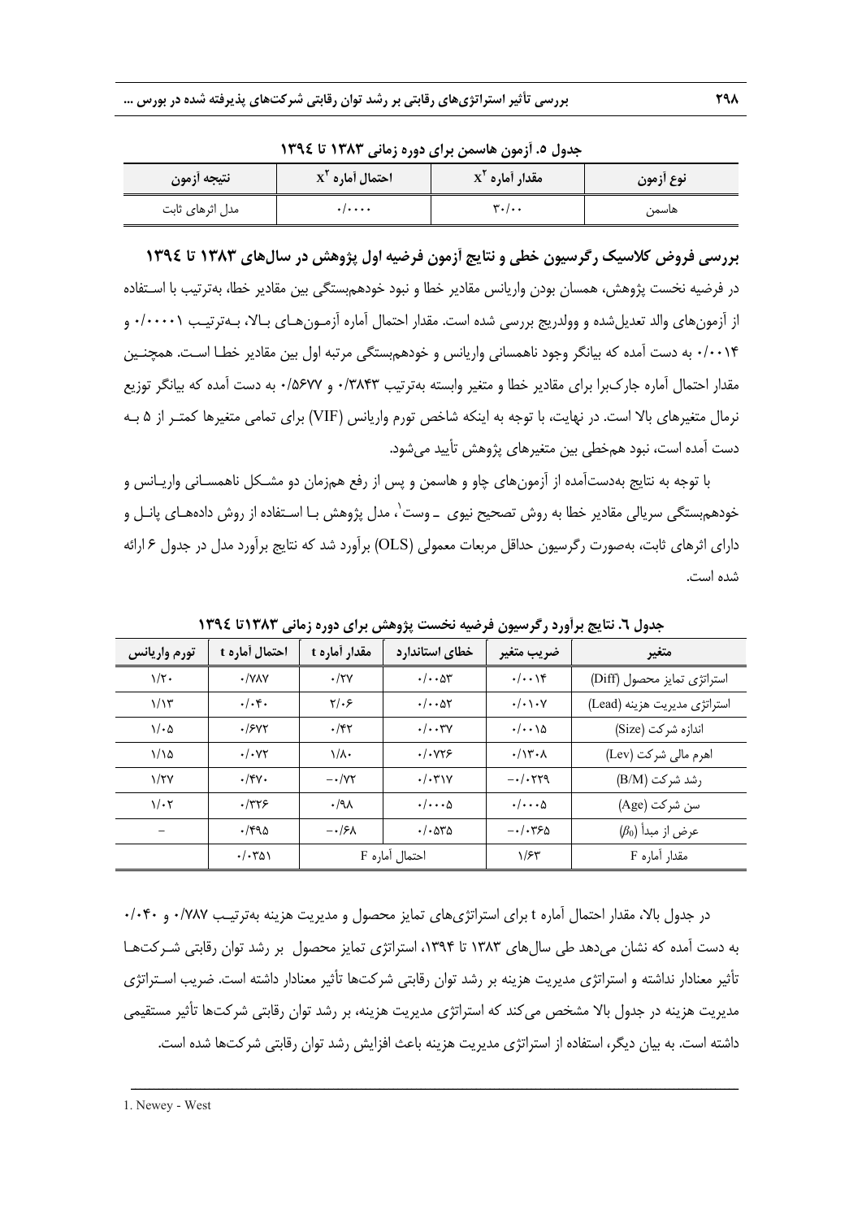**جدول ٥. آزمون هاسمن برای دوره زمانی ۱۳۸۳ تا ۱۳۹٤**

| نوع آزمون | مقدار آماره $X^2$ | احتمال آماره $X^2$ | نتیجه آزمون |
|---|---|---|---|
| هاسمن | ۳۰/۰۰ | ۰/۰۰۰۰ | مدل اثرهای ثابت |

## بررسی فروض کلاسیک رگرسیون خطی و نتایج آزمون فرضیه اول پژوهش در سال‌های ۱۳۸۳ تا ۱۳۹٤

در فرضیه نخست پژوهش، همسان بودن واریانس مقادیر خطا و نبود خودهم‌بستگی بین مقادیر خطا، به‌ترتیب با استفاده از آزمون‌های والد تعدیل‌شده و وولدریج بررسی شده است. مقدار احتمال آماره آزمون‌های بالا، به‌ترتیب ۰/۰۰۰۰۱ و ۰/۰۰۱۴ به دست آمده که بیانگر وجود ناهمسانی واریانس و خودهم‌بستگی مرتبه اول بین مقادیر خطا است. همچنین مقدار احتمال آماره جارک‌برا برای مقادیر خطا و متغیر وابسته به‌ترتیب ۰/۳۸۴۳ و ۰/۵۶۷۷ به دست آمده که بیانگر توزیع نرمال متغیرهای بالا است. در نهایت، با توجه به اینکه شاخص تورم واریانس (VIF) برای تمامی متغیرها کمتر از ۵ به دست آمده است، نبود هم‌خطی بین متغیرهای پژوهش تأیید می‌شود.

با توجه به نتایج به‌دست‌آمده از آزمون‌های چاو و هاسمن و پس از رفع هم‌زمان دو مشکل ناهمسانی واریانس و خودهم‌بستگی سریالی مقادیر خطا به روش تصحیح نیوی ـ وست[1]، مدل پژوهش با استفاده از روش داده‌های پانل و دارای اثرهای ثابت، به‌صورت رگرسیون حداقل مربعات معمولی (OLS) برآورد شد که نتایج برآورد مدل در جدول ۶ ارائه شده است.

**جدول ٦. نتایج برآورد رگرسیون فرضیه نخست پژوهش برای دوره زمانی ۱۳۸۳تا ۱۳۹٤**

| متغیر | ضریب متغیر | خطای استاندارد | مقدار آماره t | احتمال آماره t | تورم واریانس |
|---|---|---|---|---|---|
| استراتژی تمایز محصول (Diff) | ۰/۰۰۱۴ | ۰/۰۰۵۳ | ۰/۲۷ | ۰/۷۸۷ | ۱/۲۰ |
| استراتژی مدیریت هزینه (Lead) | ۰/۰۱۰۷ | ۰/۰۰۵۲ | ۲/۰۶ | ۰/۰۴۰ | ۱/۱۳ |
| اندازه شرکت (Size) | ۰/۰۰۱۵ | ۰/۰۰۳۷ | ۰/۴۲ | ۰/۶۷۲ | ۱/۰۵ |
| اهرم مالی شرکت (Lev) | ۰/۱۳۰۸ | ۰/۰۷۲۶ | ۱/۸۰ | ۰/۰۷۲ | ۱/۱۵ |
| رشد شرکت (B/M) | ۰/۰۲۲۹- | ۰/۰۳۱۷ | ۰/۷۲- | ۰/۴۷۰ | ۱/۲۷ |
| سن شرکت (Age) | ۰/۰۰۰۵ | ۰/۰۰۰۵ | ۰/۹۸ | ۰/۳۲۶ | ۱/۰۲ |
| عرض از مبدأ ($\beta_0$) | ۰/۰۳۶۵- | ۰/۰۵۳۵ | ۰/۶۸- | ۰/۴۹۵ | – |
| مقدار آماره F | ۱/۶۳ | احتمال آماره F | | ۰/۰۳۵۱ | |

در جدول بالا، مقدار احتمال آماره t برای استراتژی‌های تمایز محصول و مدیریت هزینه به‌ترتیب ۰/۷۸۷ و ۰/۰۴۰ به دست آمده که نشان می‌دهد طی سال‌های ۱۳۸۳ تا ۱۳۹۴، استراتژی تمایز محصول بر رشد توان رقابتی شرکت‌ها تأثیر معنادار نداشته و استراتژی مدیریت هزینه بر رشد توان رقابتی شرکت‌ها تأثیر معنادار داشته است. ضریب استراتژی مدیریت هزینه در جدول بالا مشخص می‌کند که استراتژی مدیریت هزینه، بر رشد توان رقابتی شرکت‌ها تأثیر مستقیمی داشته است. به بیان دیگر، استفاده از استراتژی مدیریت هزینه باعث افزایش رشد توان رقابتی شرکت‌ها شده است.

---

1. Newey - West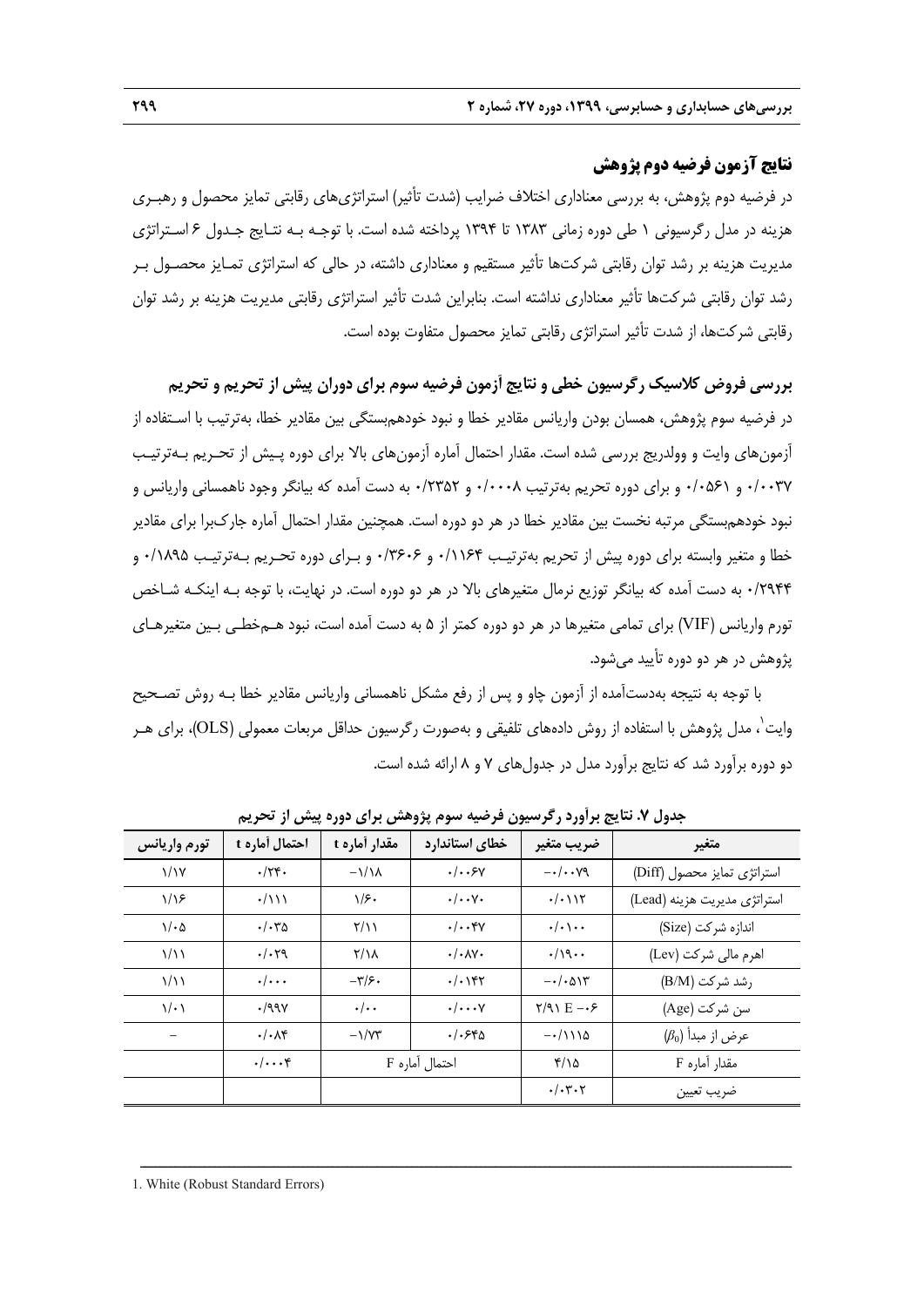### نتایج آزمون فرضیه دوم پژوهش

در فرضیه دوم پژوهش، به بررسی معناداری اختلاف ضرایب (شدت تأثیر) استراتژی‌های رقابتی تمایز محصول و رهبری هزینه در مدل رگرسیونی ۱ طی دوره زمانی ۱۳۸۳ تا ۱۳۹۴ پرداخته شده است. با توجه به نتایج جدول ۶ استراتژی مدیریت هزینه بر رشد توان رقابتی شرکت‌ها تأثیر مستقیم و معناداری داشته، در حالی که استراتژی تمایز محصول بر رشد توان رقابتی شرکت‌ها تأثیر معناداری نداشته است. بنابراین شدت تأثیر استراتژی رقابتی مدیریت هزینه بر رشد توان رقابتی شرکت‌ها، از شدت تأثیر استراتژی رقابتی تمایز محصول متفاوت بوده است.

### بررسی فروض کلاسیک رگرسیون خطی و نتایج آزمون فرضیه سوم برای دوران پیش از تحریم و تحریم

در فرضیه سوم پژوهش، همسان بودن واریانس مقادیر خطا و نبود خودهمبستگی بین مقادیر خطا، به‌ترتیب با استفاده از آزمون‌های وایت و وولدریج بررسی شده است. مقدار احتمال آماره آزمون‌های بالا برای دوره پیش از تحریم به‌ترتیب ۰/۰۰۳۷ و ۰/۰۵۶۱ و برای دوره تحریم به‌ترتیب ۰/۰۰۰۸ و ۰/۲۳۵۲ به دست آمده که بیانگر وجود ناهمسانی واریانس و نبود خودهمبستگی مرتبه نخست بین مقادیر خطا در هر دو دوره است. همچنین مقدار احتمال آماره جارک‌برا برای مقادیر خطا و متغیر وابسته برای دوره پیش از تحریم به‌ترتیب ۰/۱۱۶۴ و ۰/۳۶۰۶ و برای دوره تحریم به‌ترتیب ۰/۱۸۹۵ و ۰/۲۹۴۴ به دست آمده که بیانگر توزیع نرمال متغیرهای بالا در هر دو دوره است. در نهایت، با توجه به اینکه شاخص تورم واریانس (VIF) برای تمامی متغیرها در هر دو دوره کمتر از ۵ به دست آمده است، نبود هم‌خطی بین متغیرهای پژوهش در هر دو دوره تأیید می‌شود.

با توجه به نتیجه به‌دست‌آمده از آزمون چاو و پس از رفع مشکل ناهمسانی واریانس مقادیر خطا به روش تصحیح وایت[1]، مدل پژوهش با استفاده از روش داده‌های تلفیقی و به‌صورت رگرسیون حداقل مربعات معمولی (OLS)، برای هر دو دوره برآورد شد که نتایج برآورد مدل در جدول‌های ۷ و ۸ ارائه شده است.

**جدول ۷. نتایج برآورد رگرسیون فرضیه سوم پژوهش برای دوره پیش از تحریم**

| متغیر | ضریب متغیر | خطای استاندارد | مقدار آماره t | احتمال آماره t | تورم واریانس |
|---|---|---|---|---|---|
| استراتژی تمایز محصول (Diff) | ۰/۰۰۷۹- | ۰/۰۰۶۷ | ۱/۱۸- | ۰/۲۴۰ | ۱/۱۷ |
| استراتژی مدیریت هزینه (Lead) | ۰/۰۱۱۲ | ۰/۰۰۷۰ | ۱/۶۰ | ۰/۱۱۱ | ۱/۱۶ |
| اندازه شرکت (Size) | ۰/۰۱۰۰ | ۰/۰۰۴۷ | ۲/۱۱ | ۰/۰۳۵ | ۱/۰۵ |
| اهرم مالی شرکت (Lev) | ۰/۱۹۰۰ | ۰/۰۸۷۰ | ۲/۱۸ | ۰/۰۲۹ | ۱/۱۱ |
| رشد شرکت (B/M) | ۰/۰۵۱۳- | ۰/۰۱۴۲ | ۳/۶۰- | ۰/۰۰۰ | ۱/۱۱ |
| سن شرکت (Age) | ۲/۹۱ E -۰۶ | ۰/۰۰۰۷ | ۰/۰۰ | ۰/۹۹۷ | ۱/۰۱ |
| عرض از مبدأ ($\beta_0$) | ۰/۱۱۱۵- | ۰/۰۶۴۵ | ۱/۷۳- | ۰/۰۸۴ | – |
| مقدار آماره F | ۴/۱۵ | احتمال آماره F | | ۰/۰۰۰۴ | |
| ضریب تعیین | ۰/۰۳۰۲ | | | | |

1. White (Robust Standard Errors)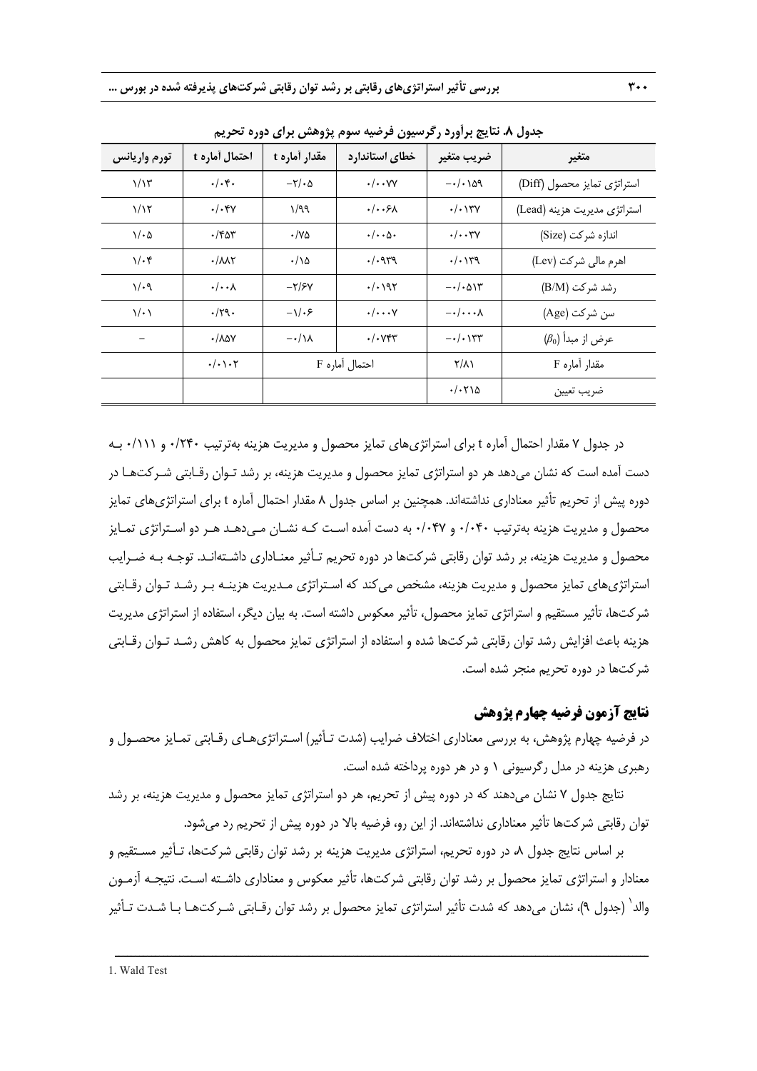جدول ۸. نتایج برآورد رگرسیون فرضیه سوم پژوهش برای دوره تحریم

| متغیر | ضریب متغیر | خطای استاندارد | مقدار آماره t | احتمال آماره t | تورم واریانس |
|---|---|---|---|---|---|
| استراتژی تمایز محصول (Diff) | ۰/۰۱۵۹- | ۰/۰۰۷۷ | ۲/۰۵- | ۰/۰۴۰ | ۱/۱۳ |
| استراتژی مدیریت هزینه (Lead) | ۰/۰۱۳۷ | ۰/۰۰۶۸ | ۱/۹۹ | ۰/۰۴۷ | ۱/۱۲ |
| اندازه شرکت (Size) | ۰/۰۰۳۷ | ۰/۰۰۵۰ | ۰/۷۵ | ۰/۴۵۳ | ۱/۰۵ |
| اهرم مالی شرکت (Lev) | ۰/۰۱۳۹ | ۰/۰۹۳۹ | ۰/۱۵ | ۰/۸۸۲ | ۱/۰۴ |
| رشد شرکت (B/M) | ۰/۰۵۱۳- | ۰/۰۱۹۲ | ۲/۶۷- | ۰/۰۰۸ | ۱/۰۹ |
| سن شرکت (Age) | ۰/۰۰۰۸- | ۰/۰۰۰۷ | ۱/۰۶- | ۰/۲۹۰ | ۱/۰۱ |
| عرض از مبدأ ($\beta_0$) | ۰/۰۱۳۳- | ۰/۰۷۴۳ | ۰/۱۸- | ۰/۸۵۷ | – |
| مقدار آماره F | ۲/۸۱ | احتمال آماره F | | ۰/۰۱۰۲ | |
| ضریب تعیین | ۰/۰۲۱۵ | | | | |

در جدول ۷ مقدار احتمال آماره t برای استراتژی‌های تمایز محصول و مدیریت هزینه به‌ترتیب ۰/۲۴۰ و ۰/۱۱۱ به دست آمده است که نشان می‌دهد هر دو استراتژی تمایز محصول و مدیریت هزینه، بر رشد توان رقابتی شرکت‌ها در دوره پیش از تحریم تأثیر معناداری نداشته‌اند. همچنین بر اساس جدول ۸ مقدار احتمال آماره t برای استراتژی‌های تمایز محصول و مدیریت هزینه به‌ترتیب ۰/۰۴۰ و ۰/۰۴۷ به دست آمده است که نشان می‌دهد هر دو استراتژی تمایز محصول و مدیریت هزینه، بر رشد توان رقابتی شرکت‌ها در دوره تحریم تأثیر معناداری داشته‌اند. توجه به ضرایب استراتژی‌های تمایز محصول و مدیریت هزینه، مشخص می‌کند که استراتژی مدیریت هزینه بر رشد توان رقابتی شرکت‌ها، تأثیر مستقیم و استراتژی تمایز محصول، تأثیر معکوس داشته است. به بیان دیگر، استفاده از استراتژی مدیریت هزینه باعث افزایش رشد توان رقابتی شرکت‌ها شده و استفاده از استراتژی تمایز محصول به کاهش رشد توان رقابتی شرکت‌ها در دوره تحریم منجر شده است.

## نتایج آزمون فرضیه چهارم پژوهش

در فرضیه چهارم پژوهش، به بررسی معناداری اختلاف ضرایب (شدت تأثیر) استراتژی‌های رقابتی تمایز محصول و رهبری هزینه در مدل رگرسیونی ۱ و در هر دوره پرداخته شده است.

نتایج جدول ۷ نشان می‌دهند که در دوره پیش از تحریم، هر دو استراتژی تمایز محصول و مدیریت هزینه، بر رشد توان رقابتی شرکت‌ها تأثیر معناداری نداشته‌اند. از این رو، فرضیه بالا در دوره پیش از تحریم رد می‌شود.

بر اساس نتایج جدول ۸، در دوره تحریم، استراتژی مدیریت هزینه بر رشد توان رقابتی شرکت‌ها، تأثیر مستقیم و معنادار و استراتژی تمایز محصول بر رشد توان رقابتی شرکت‌ها، تأثیر معکوس و معناداری داشته است. نتیجه آزمون والد[1] (جدول ۹)، نشان می‌دهد که شدت تأثیر استراتژی تمایز محصول بر رشد توان رقابتی شرکت‌ها با شدت تأثیر

1. Wald Test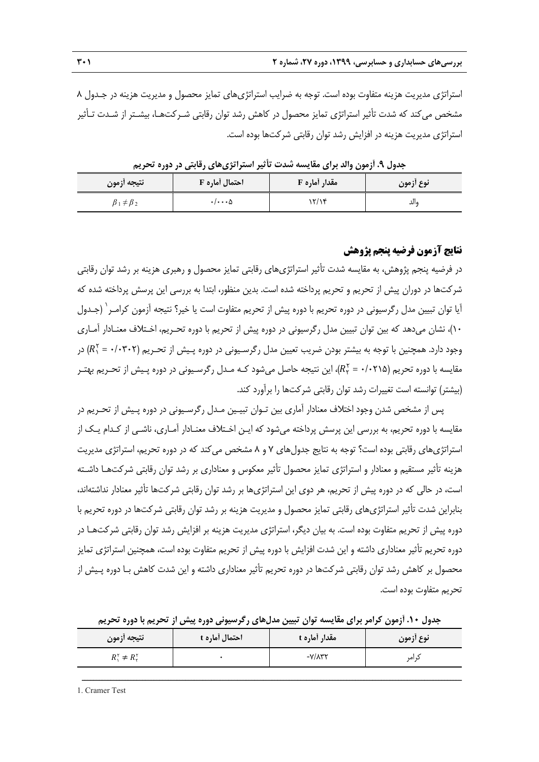استراتژی مدیریت هزینه متفاوت بوده است. توجه به ضرایب استراتژی‌های تمایز محصول و مدیریت هزینه در جـدول ۸ مشخص می‌کند که شدت تأثیر استراتژی تمایز محصول در کاهش رشد توان رقابتی شـرکت‌هـا، بیشـتر از شـدت تـأثیر استراتژی مدیریت هزینه در افزایش رشد توان رقابتی شرکت‌ها بوده است.

**جدول ۹. آزمون والد برای مقایسه شدت تأثیر استراتژی‌های رقابتی در دوره تحریم**

| نوع آزمون | مقدار آماره F | احتمال آماره F | نتیجه آزمون |
|---|---|---|---|
| والد | ۱۲/۱۴ | ۰/۰۰۰۵ | $\beta_1 \neq \beta_2$ |

## نتایج آزمون فرضیه پنجم پژوهش

در فرضیه پنجم پژوهش، به مقایسه شدت تأثیر استراتژی‌های رقابتی تمایز محصول و رهبری هزینه بر رشد توان رقابتی شرکت‌ها در دوران پیش از تحریم و تحریم پرداخته شده است. بدین منظور، ابتدا به بررسی این پرسش پرداخته شده که آیا توان تبیین مدل رگرسیونی در دوره تحریم با دوره پیش از تحریم متفاوت است یا خیر؟ نتیجه آزمون کرامـر[1] (جـدول ۱۰)، نشان می‌دهد که بین توان تبیین مدل رگرسیونی در دوره پیش از تحریم با دوره تحـریم، اخـتلاف معنـادار آمـاری وجود دارد. همچنین با توجه به بیشتر بودن ضریب تعیین مدل رگرسـیونی در دوره پـیش از تحـریم ($R_1^2$ = ۰/۰۳۰۲) در مقایسه با دوره تحریم ($R_2^2$ = ۰/۰۲۱۵)، این نتیجه حاصل می‌شود کـه مـدل رگرسـیونی در دوره پـیش از تحـریم بهتـر (بیشتر) توانسته است تغییرات رشد توان رقابتی شرکت‌ها را برآورد کند.

پس از مشخص شدن وجود اختلاف معنادار آماری بین تـوان تبیـین مـدل رگرسـیونی در دوره پـیش از تحـریم در مقایسه با دوره تحریم، به بررسی این پرسش پرداخته می‌شود که ایـن اخـتلاف معنـادار آمـاری، ناشـی از کـدام یـک از استراتژی‌های رقابتی بوده است؟ توجه به نتایج جدول‌های ۷ و ۸ مشخص می‌کند که در دوره تحریم، استراتژی مدیریت هزینه تأثیر مستقیم و معنادار و استراتژی تمایز محصول تأثیر معکوس و معناداری بر رشد توان رقابتی شرکت‌هـا داشـته است، در حالی که در دوره پیش از تحریم، هر دوی این استراتژی‌ها بر رشد توان رقابتی شرکت‌ها تأثیر معنادار نداشته‌اند، بنابراین شدت تأثیر استراتژی‌های رقابتی تمایز محصول و مدیریت هزینه بر رشد توان رقابتی شرکت‌ها در دوره تحریم با دوره پیش از تحریم متفاوت بوده است. به بیان دیگر، استراتژی مدیریت هزینه بر افزایش رشد توان رقابتی شرکت‌هـا در دوره تحریم تأثیر معناداری داشته و این شدت افزایش با دوره پیش از تحریم متفاوت بوده است، همچنین استراتژی تمایز محصول بر کاهش رشد توان رقابتی شرکت‌ها در دوره تحریم تأثیر معناداری داشته و این شدت کاهش بـا دوره پـیش از تحریم متفاوت بوده است.

**جدول ۱۰. آزمون کرامر برای مقایسه توان تبیین مدل‌های رگرسیونی دوره پیش از تحریم با دوره تحریم**

| نوع آزمون | مقدار آماره t | احتمال آماره t | نتیجه آزمون |
|---|---|---|---|
| کرامر | -۷/۸۳۲ | ۰ | $R_1^2 \neq R_2^2$ |

---

1. Cramer Test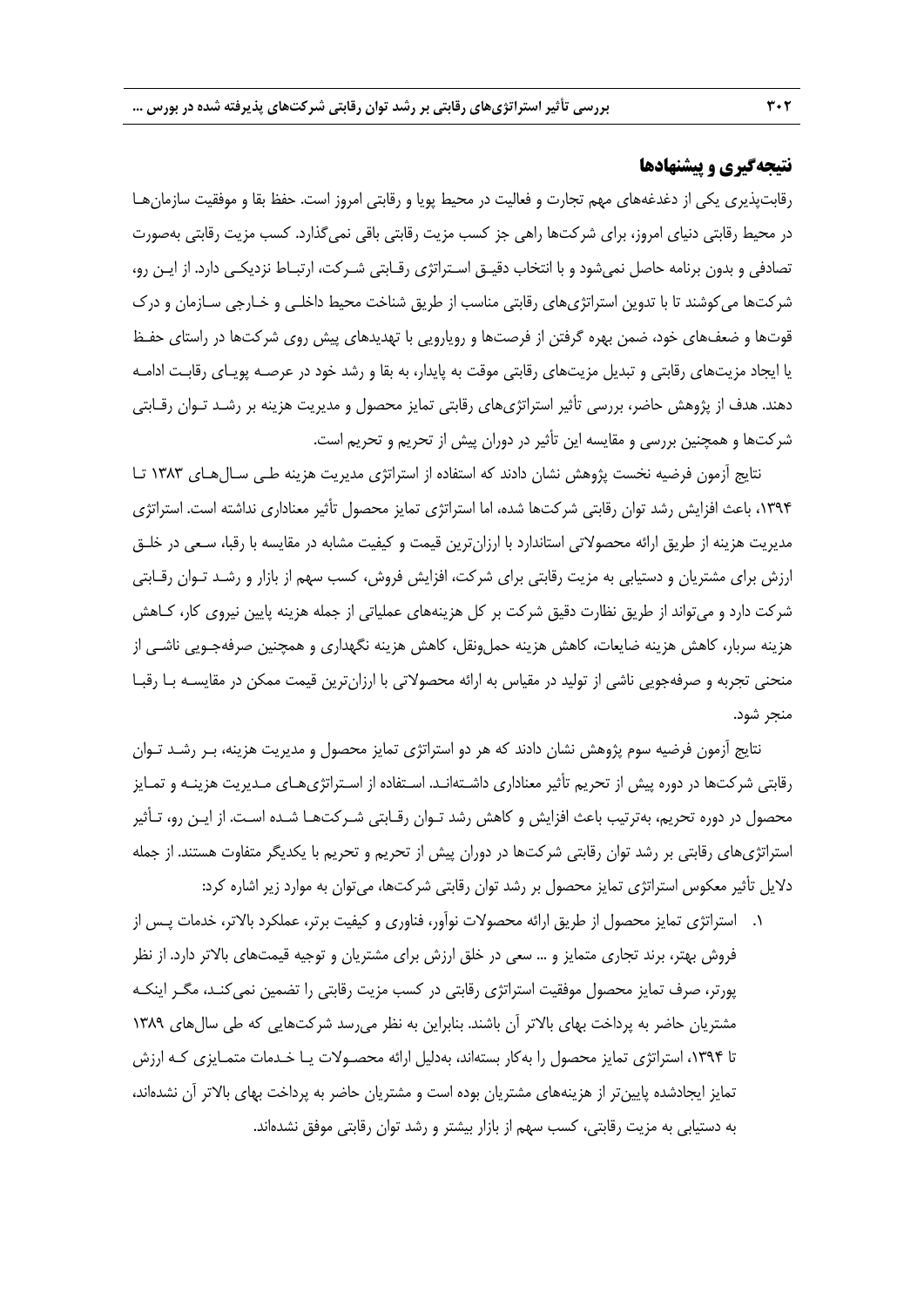## نتیجه‌گیری و پیشنهادها

رقابت‌پذیری یکی از دغدغه‌های مهم تجارت و فعالیت در محیط پویا و رقابتی امروز است. حفظ بقا و موفقیت سازمان‌ها در محیط رقابتی دنیای امروز، برای شرکت‌ها راهی جز کسب مزیت رقابتی باقی نمی‌گذارد. کسب مزیت رقابتی به‌صورت تصادفی و بدون برنامه حاصل نمی‌شود و با انتخاب دقیق استراتژی رقابتی شرکت، ارتباط نزدیکی دارد. از این رو، شرکت‌ها می‌کوشند تا با تدوین استراتژی‌های رقابتی مناسب از طریق شناخت محیط داخلی و خارجی سازمان و درک قوت‌ها و ضعف‌های خود، ضمن بهره گرفتن از فرصت‌ها و رویارویی با تهدیدهای پیش روی شرکت‌ها در راستای حفظ یا ایجاد مزیت‌های رقابتی و تبدیل مزیت‌های رقابتی موقت به پایدار، به بقا و رشد خود در عرصه پویای رقابت ادامه دهند. هدف از پژوهش حاضر، بررسی تأثیر استراتژی‌های رقابتی تمایز محصول و مدیریت هزینه بر رشد توان رقابتی شرکت‌ها و همچنین بررسی و مقایسه این تأثیر در دوران پیش از تحریم و تحریم است.

نتایج آزمون فرضیه نخست پژوهش نشان دادند که استفاده از استراتژی مدیریت هزینه طی سال‌های ۱۳۸۳ تا ۱۳۹۴، باعث افزایش رشد توان رقابتی شرکت‌ها شده، اما استراتژی تمایز محصول تأثیر معناداری نداشته است. استراتژی مدیریت هزینه از طریق ارائه محصولاتی استاندارد با ارزان‌ترین قیمت و کیفیت مشابه در مقایسه با رقبا، سعی در خلق ارزش برای مشتریان و دستیابی به مزیت رقابتی برای شرکت، افزایش فروش، کسب سهم از بازار و رشد توان رقابتی شرکت دارد و می‌تواند از طریق نظارت دقیق شرکت بر کل هزینه‌های عملیاتی از جمله هزینه پایین نیروی کار، کاهش هزینه سربار، کاهش هزینه ضایعات، کاهش هزینه حمل‌ونقل، کاهش هزینه نگهداری و همچنین صرفه‌جویی ناشی از منحنی تجربه و صرفه‌جویی ناشی از تولید در مقیاس به ارائه محصولاتی با ارزان‌ترین قیمت ممکن در مقایسه با رقبا منجر شود.

نتایج آزمون فرضیه سوم پژوهش نشان دادند که هر دو استراتژی تمایز محصول و مدیریت هزینه، بر رشد توان رقابتی شرکت‌ها در دوره پیش از تحریم تأثیر معناداری داشته‌اند. استفاده از استراتژی‌های مدیریت هزینه و تمایز محصول در دوره تحریم، به‌ترتیب باعث افزایش و کاهش رشد توان رقابتی شرکت‌ها شده است. از این رو، تأثیر استراتژی‌های رقابتی بر رشد توان رقابتی شرکت‌ها در دوران پیش از تحریم و تحریم با یکدیگر متفاوت هستند. از جمله دلایل تأثیر معکوس استراتژی تمایز محصول بر رشد توان رقابتی شرکت‌ها، می‌توان به موارد زیر اشاره کرد:

۱. استراتژی تمایز محصول از طریق ارائه محصولات نوآور، فناوری و کیفیت برتر، عملکرد بالاتر، خدمات پس از فروش بهتر، برند تجاری متمایز و ... سعی در خلق ارزش برای مشتریان و توجیه قیمت‌های بالاتر دارد. از نظر پورتر، صرف تمایز محصول موفقیت استراتژی رقابتی در کسب مزیت رقابتی را تضمین نمی‌کند، مگر اینکه مشتریان حاضر به پرداخت بهای بالاتر آن باشند. بنابراین به نظر می‌رسد شرکت‌هایی که طی سال‌های ۱۳۸۹ تا ۱۳۹۴، استراتژی تمایز محصول را به‌کار بسته‌اند، به‌دلیل ارائه محصولات یا خدمات متمایزی که ارزش تمایز ایجادشده پایین‌تر از هزینه‌های مشتریان بوده است و مشتریان حاضر به پرداخت بهای بالاتر آن نشده‌اند، به دستیابی به مزیت رقابتی، کسب سهم از بازار بیشتر و رشد توان رقابتی موفق نشده‌اند.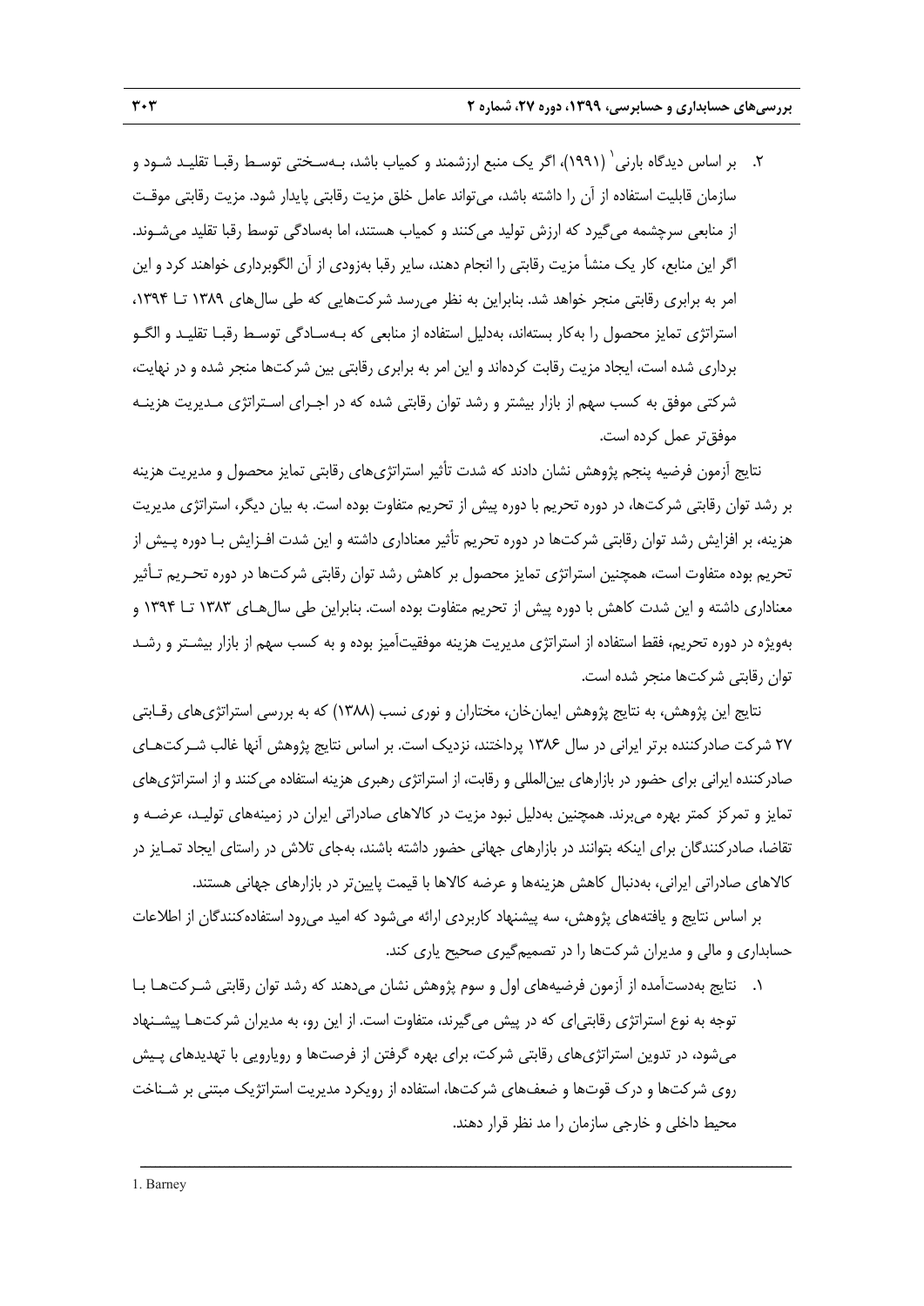۲. بر اساس دیدگاه بارنی[1] (۱۹۹۱)، اگر یک منبع ارزشمند و کمیاب باشد، به‌سختی توسط رقبا تقلید شود و سازمان قابلیت استفاده از آن را داشته باشد، می‌تواند عامل خلق مزیت رقابتی پایدار شود. مزیت رقابتی موقت از منابعی سرچشمه می‌گیرد که ارزش تولید می‌کنند و کمیاب هستند، اما به‌سادگی توسط رقبا تقلید می‌شوند. اگر این منابع، کار یک منشأ مزیت رقابتی را انجام دهند، سایر رقبا به‌زودی از آن الگوبرداری خواهند کرد و این امر به برابری رقابتی منجر خواهد شد. بنابراین به نظر می‌رسد شرکت‌هایی که طی سال‌های ۱۳۸۹ تا ۱۳۹۴، استراتژی تمایز محصول را به‌کار بسته‌اند، به‌دلیل استفاده از منابعی که به‌سادگی توسط رقبا تقلید و الگوبرداری شده است، ایجاد مزیت رقابت کرده‌اند و این امر به برابری رقابتی بین شرکت‌ها منجر شده و در نهایت، شرکتی موفق به کسب سهم از بازار بیشتر و رشد توان رقابتی شده که در اجرای استراتژی مدیریت هزینه موفق‌تر عمل کرده است.

نتایج آزمون فرضیه پنجم پژوهش نشان دادند که شدت تأثیر استراتژی‌های رقابتی تمایز محصول و مدیریت هزینه بر رشد توان رقابتی شرکت‌ها، در دوره تحریم با دوره پیش از تحریم متفاوت بوده است. به بیان دیگر، استراتژی مدیریت هزینه، بر افزایش رشد توان رقابتی شرکت‌ها در دوره تحریم تأثیر معناداری داشته و این شدت افزایش با دوره پیش از تحریم بوده متفاوت است، همچنین استراتژی تمایز محصول بر کاهش رشد توان رقابتی شرکت‌ها در دوره تحریم تأثیر معناداری داشته و این شدت کاهش با دوره پیش از تحریم متفاوت بوده است. بنابراین طی سال‌های ۱۳۸۳ تا ۱۳۹۴ و به‌ویژه در دوره تحریم، فقط استفاده از استراتژی مدیریت هزینه موفقیت‌آمیز بوده و به کسب سهم از بازار بیشتر و رشد توان رقابتی شرکت‌ها منجر شده است.

نتایج این پژوهش، به نتایج پژوهش ایمان‌خان، مختاران و نوری نسب (۱۳۸۸) که به بررسی استراتژی‌های رقابتی ۲۷ شرکت صادرکننده برتر ایرانی در سال ۱۳۸۶ پرداختند، نزدیک است. بر اساس نتایج پژوهش آنها غالب شرکت‌های صادرکننده ایرانی برای حضور در بازارهای بین‌المللی و رقابت، از استراتژی رهبری هزینه استفاده می‌کنند و از استراتژی‌های تمایز و تمرکز کمتر بهره می‌برند. همچنین به‌دلیل نبود مزیت در کالاهای صادراتی ایران در زمینه‌های تولید، عرضه و تقاضا، صادرکنندگان برای اینکه بتوانند در بازارهای جهانی حضور داشته باشند، به‌جای تلاش در راستای ایجاد تمایز در کالاهای صادراتی ایرانی، به‌دنبال کاهش هزینه‌ها و عرضه کالاها با قیمت پایین‌تر در بازارهای جهانی هستند.

بر اساس نتایج و یافته‌های پژوهش، سه پیشنهاد کاربردی ارائه می‌شود که امید می‌رود استفاده‌کنندگان از اطلاعات حسابداری و مالی و مدیران شرکت‌ها را در تصمیم‌گیری صحیح یاری کند.

۱. نتایج به‌دست‌آمده از آزمون فرضیه‌های اول و سوم پژوهش نشان می‌دهند که رشد توان رقابتی شرکت‌ها با توجه به نوع استراتژی رقابتی‌ای که در پیش می‌گیرند، متفاوت است. از این رو، به مدیران شرکت‌ها پیشنهاد می‌شود، در تدوین استراتژی‌های رقابتی شرکت، برای بهره گرفتن از فرصت‌ها و رویارویی با تهدیدهای پیش روی شرکت‌ها و درک قوت‌ها و ضعف‌های شرکت‌ها، استفاده از رویکرد مدیریت استراتژیک مبتنی بر شناخت محیط داخلی و خارجی سازمان را مد نظر قرار دهند.

---

1. Barney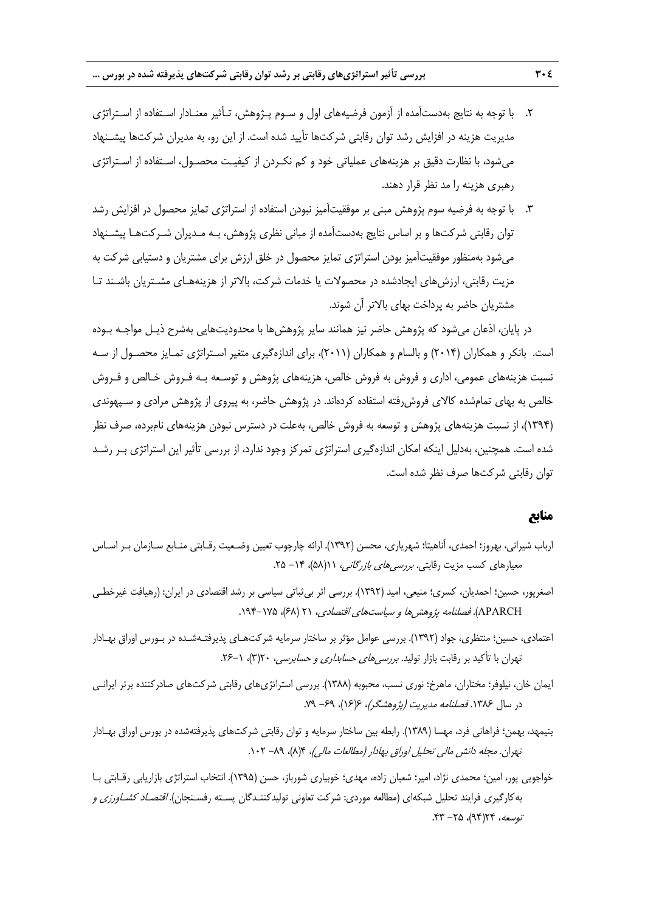۲. با توجه به نتایج به‌دست‌آمده از آزمون فرضیه‌های اول و سوم پژوهش، تأثیر معنادار استفاده از استراتژی مدیریت هزینه در افزایش رشد توان رقابتی شرکت‌ها تأیید شده است. از این رو، به مدیران شرکت‌ها پیشنهاد می‌شود، با نظارت دقیق بر هزینه‌های عملیاتی خود و کم نکردن از کیفیت محصول، استفاده از استراتژی رهبری هزینه را مد نظر قرار دهند.

۳. با توجه به فرضیه سوم پژوهش مبنی بر موفقیت‌آمیز نبودن استفاده از استراتژی تمایز محصول در افزایش رشد توان رقابتی شرکت‌ها و بر اساس نتایج به‌دست‌آمده از مبانی نظری پژوهش، به مدیران شرکت‌ها پیشنهاد می‌شود به‌منظور موفقیت‌آمیز بودن استراتژی تمایز محصول در خلق ارزش برای مشتریان و دستیابی شرکت به مزیت رقابتی، ارزش‌های ایجادشده در محصولات یا خدمات شرکت، بالاتر از هزینه‌های مشتریان باشند تا مشتریان حاضر به پرداخت بهای بالاتر آن شوند.

در پایان، اذعان می‌شود که پژوهش حاضر نیز همانند سایر پژوهش‌ها با محدودیت‌هایی به‌شرح ذیل مواجه بوده است. بانکر و همکاران (۲۰۱۴) و بالسام و همکاران (۲۰۱۱)، برای اندازه‌گیری متغیر استراتژی تمایز محصول از سه نسبت هزینه‌های عمومی، اداری و فروش به فروش خالص، هزینه‌های پژوهش و توسعه به فروش خالص و فروش خالص به بهای تمام‌شده کالای فروش‌رفته استفاده کرده‌اند. در پژوهش حاضر، به پیروی از پژوهش مرادی و سپهوندی (۱۳۹۴)، از نسبت هزینه‌های پژوهش و توسعه به فروش خالص، به‌علت در دسترس نبودن هزینه‌های نام‌برده، صرف نظر شده است. همچنین، به‌دلیل اینکه امکان اندازه‌گیری استراتژی تمرکز وجود ندارد، از بررسی تأثیر این استراتژی بر رشد توان رقابتی شرکت‌ها صرف نظر شده است.

## منابع

ارباب شیرانی، بهروز؛ احمدی، آناهیتا؛ شهریاری، محسن (۱۳۹۲). ارائه چارچوب تعیین وضعیت رقابتی منابع سازمان بر اساس معیارهای کسب مزیت رقابتی. *بررسی‌های بازرگانی*، ۱۱(۵۸)، ۱۴- ۲۵.

اصغرپور، حسین؛ احمدیان، کسری؛ منیعی، امید (۱۳۹۲). بررسی اثر بی‌ثباتی سیاسی بر رشد اقتصادی در ایران: (رهیافت غیرخطی APARCH). *فصلنامه پژوهش‌ها و سیاست‌های اقتصادی*، ۲۱ (۶۸)، ۱۷۵-۱۹۴.

اعتمادی، حسین؛ منتظری، جواد (۱۳۹۲). بررسی عوامل مؤثر بر ساختار سرمایه شرکت‌های پذیرفته‌شده در بورس اوراق بهادار تهران با تأکید بر رقابت بازار تولید. *بررسی‌های حسابداری و حسابرسی*، ۲۰(۳)، ۱-۲۶.

ایمان خان، نیلوفر؛ مختاران، ماهرخ؛ نوری نسب، محبوبه (۱۳۸۸). بررسی استراتژی‌های رقابتی شرکت‌های صادرکننده برتر ایرانی در سال ۱۳۸۶. *فصلنامه مدیریت (پژوهشگر)*، ۶(۱۶)، ۶۹- ۷۹.

بنیمهد، بهمن؛ فراهانی فرد، مهسا (۱۳۸۹). رابطه بین ساختار سرمایه و توان رقابتی شرکت‌های پذیرفته‌شده در بورس اوراق بهادار تهران. *مجله دانش مالی تحلیل اوراق بهادار (مطالعات مالی)*، ۴(۸)، ۸۹- ۱۰۲.

خواجویی پور، امین؛ محمدی نژاد، امیر؛ شعبان زاده، مهدی؛ خوبیاری شورباز، حسن (۱۳۹۵). انتخاب استراتژی بازاریابی رقابتی با به‌کارگیری فرایند تحلیل شبکه‌ای (مطالعه موردی: شرکت تعاونی تولیدکنندگان پسته رفسنجان). *اقتصاد کشاورزی و توسعه*، ۲۴(۹۴)، ۲۵- ۴۳.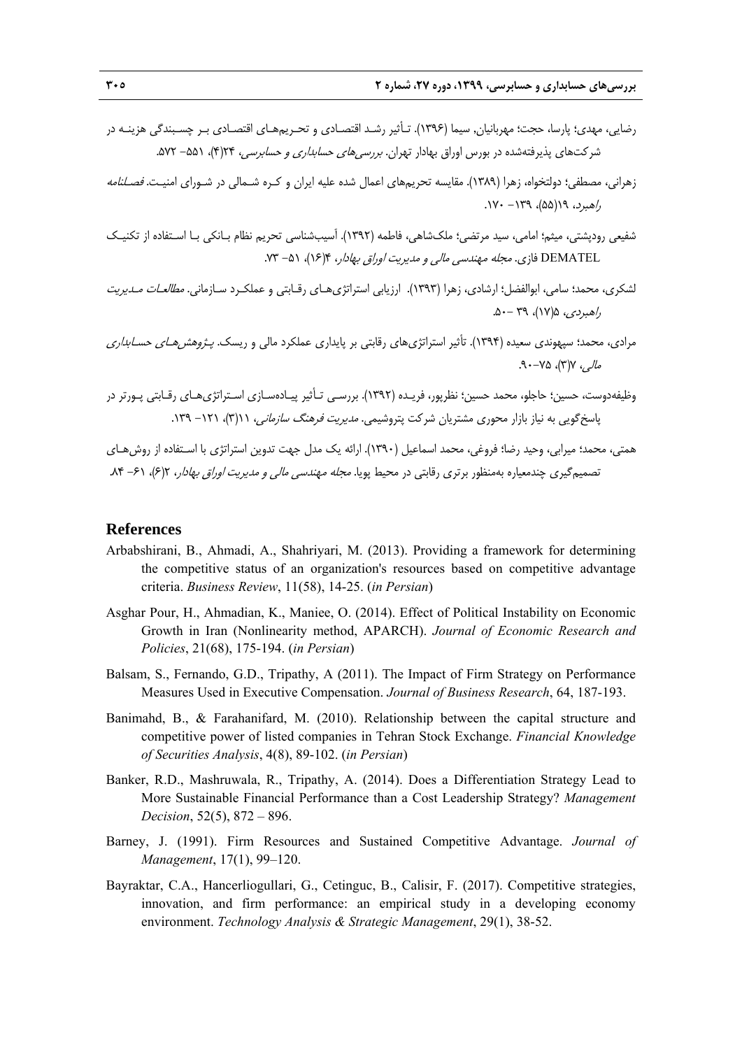رضایی، مهدی؛ پارسا، حجت؛ مهربانیان, سیما (۱۳۹۶). تـأثیر رشـد اقتصـادی و تحـریم‌هـای اقتصـادی بـر چسـبندگی هزینـه در شرکت‌های پذیرفته‌شده در بورس اوراق بهادار تهران. *بررسی‌های حسابداری و حسابرسی*، ۲۴(۴)، ۵۵۱- ۵۷۲.

زهرانی، مصطفی؛ دولتخواه، زهرا (۱۳۸۹). مقایسه تحریم‌های اعمال شده علیه ایران و کـره شـمالی در شـورای امنیـت. *فصـلنامه راهبرد*، ۱۹(۵۵)، ۱۳۹- ۱۷۰.

شفیعی رودپشتی، میثم؛ امامی، سید مرتضی؛ ملک‌شاهی، فاطمه (۱۳۹۲). آسیب‌شناسی تحریم نظام بـانکی بـا اسـتفاده از تکنیـک DEMATEL فازی. *مجله مهندسی مالی و مدیریت اوراق بهادار*، ۴(۱۶)، ۵۱- ۷۳.

لشکری، محمد؛ سامی، ابوالفضل؛ ارشادی، زهرا (۱۳۹۳). ارزیابی استراتژی‌هـای رقـابتی و عملکـرد سـازمانی. *مطالعـات مـدیریت راهبردی*، ۵(۱۷)، ۳۹ -۵۰.

مرادی، محمد؛ سپهوندی سعیده (۱۳۹۴). تأثیر استراتژی‌های رقابتی بر پایداری عملکرد مالی و ریسک. *پـژوهش‌هـای حسـابداری مالی*، ۷(۳)، ۷۵-۹۰.

وظیفه‌دوست، حسین؛ حاجلو، محمد حسین؛ نظرپور، فریـده (۱۳۹۲). بررسـی تـأثیر پیـاده‌سـازی اسـتراتژی‌هـای رقـابتی پـورتر در پاسخ‌گویی به نیاز بازار محوری مشتریان شرکت پتروشیمی. *مدیریت فرهنگ سازمانی*، ۱۱(۳)، ۱۲۱- ۱۳۹.

همتی، محمد؛ میرابی، وحید رضا؛ فروغی، محمد اسماعیل (۱۳۹۰). ارائه یک مدل جهت تدوین استراتژی با اسـتفاده از روش‌هـای تصمیم‌گیری چندمعیاره به‌منظور برتری رقابتی در محیط پویا. *مجله مهندسی مالی و مدیریت اوراق بهادار*، ۲(۶)، ۶۱- ۸۴.

## References

Arbabshirani, B., Ahmadi, A., Shahriyari, M. (2013). Providing a framework for determining the competitive status of an organization's resources based on competitive advantage criteria. *Business Review*, 11(58), 14-25. (*in Persian*)

Asghar Pour, H., Ahmadian, K., Maniee, O. (2014). Effect of Political Instability on Economic Growth in Iran (Nonlinearity method, APARCH). *Journal of Economic Research and Policies*, 21(68), 175-194. (*in Persian*)

Balsam, S., Fernando, G.D., Tripathy, A (2011). The Impact of Firm Strategy on Performance Measures Used in Executive Compensation. *Journal of Business Research*, 64, 187-193.

Banimahd, B., & Farahanifard, M. (2010). Relationship between the capital structure and competitive power of listed companies in Tehran Stock Exchange. *Financial Knowledge of Securities Analysis*, 4(8), 89-102. (*in Persian*)

Banker, R.D., Mashruwala, R., Tripathy, A. (2014). Does a Differentiation Strategy Lead to More Sustainable Financial Performance than a Cost Leadership Strategy? *Management Decision*, 52(5), 872 – 896.

Barney, J. (1991). Firm Resources and Sustained Competitive Advantage. *Journal of Management*, 17(1), 99–120.

Bayraktar, C.A., Hancerliogullari, G., Cetinguc, B., Calisir, F. (2017). Competitive strategies, innovation, and firm performance: an empirical study in a developing economy environment. *Technology Analysis & Strategic Management*, 29(1), 38-52.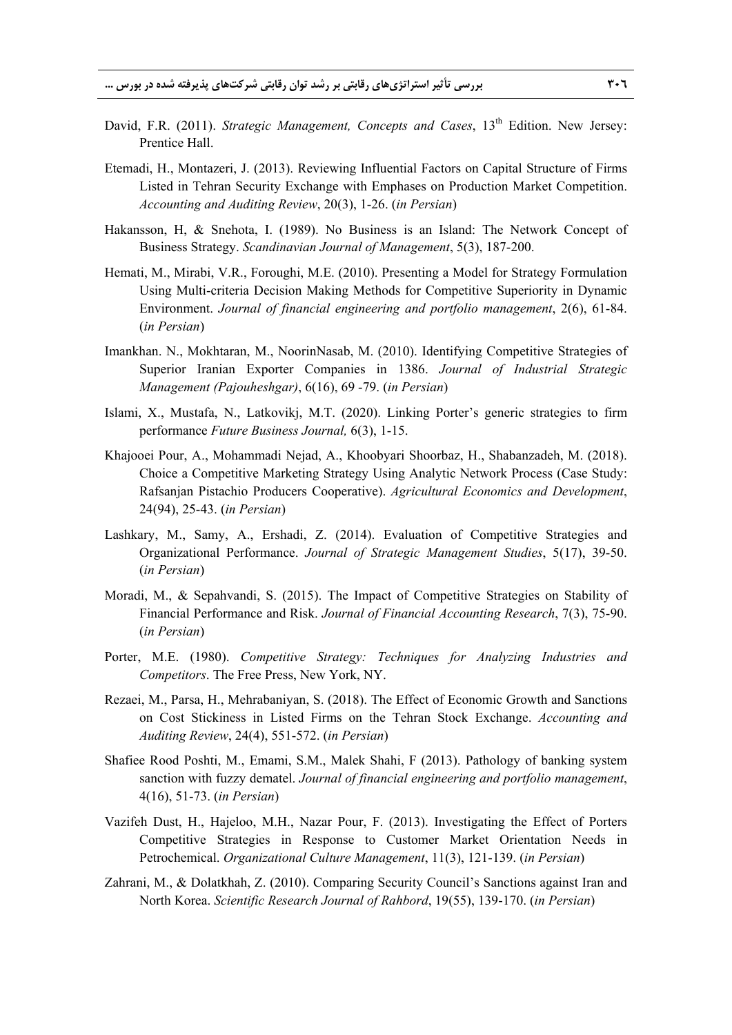David, F.R. (2011). *Strategic Management, Concepts and Cases*, 13th Edition. New Jersey: Prentice Hall.

Etemadi, H., Montazeri, J. (2013). Reviewing Influential Factors on Capital Structure of Firms Listed in Tehran Security Exchange with Emphases on Production Market Competition. *Accounting and Auditing Review*, 20(3), 1-26. (*in Persian*)

Hakansson, H, & Snehota, I. (1989). No Business is an Island: The Network Concept of Business Strategy. *Scandinavian Journal of Management*, 5(3), 187-200.

Hemati, M., Mirabi, V.R., Foroughi, M.E. (2010). Presenting a Model for Strategy Formulation Using Multi-criteria Decision Making Methods for Competitive Superiority in Dynamic Environment. *Journal of financial engineering and portfolio management*, 2(6), 61-84. (*in Persian*)

Imankhan. N., Mokhtaran, M., NoorinNasab, M. (2010). Identifying Competitive Strategies of Superior Iranian Exporter Companies in 1386. *Journal of Industrial Strategic Management (Pajouheshgar)*, 6(16), 69 -79. (*in Persian*)

Islami, X., Mustafa, N., Latkovikj, M.T. (2020). Linking Porter's generic strategies to firm performance *Future Business Journal,* 6(3), 1-15.

Khajooei Pour, A., Mohammadi Nejad, A., Khoobyari Shoorbaz, H., Shabanzadeh, M. (2018). Choice a Competitive Marketing Strategy Using Analytic Network Process (Case Study: Rafsanjan Pistachio Producers Cooperative). *Agricultural Economics and Development*, 24(94), 25-43. (*in Persian*)

Lashkary, M., Samy, A., Ershadi, Z. (2014). Evaluation of Competitive Strategies and Organizational Performance. *Journal of Strategic Management Studies*, 5(17), 39-50. (*in Persian*)

Moradi, M., & Sepahvandi, S. (2015). The Impact of Competitive Strategies on Stability of Financial Performance and Risk. *Journal of Financial Accounting Research*, 7(3), 75-90. (*in Persian*)

Porter, M.E. (1980). *Competitive Strategy: Techniques for Analyzing Industries and Competitors*. The Free Press, New York, NY.

Rezaei, M., Parsa, H., Mehrabaniyan, S. (2018). The Effect of Economic Growth and Sanctions on Cost Stickiness in Listed Firms on the Tehran Stock Exchange. *Accounting and Auditing Review*, 24(4), 551-572. (*in Persian*)

Shafiee Rood Poshti, M., Emami, S.M., Malek Shahi, F (2013). Pathology of banking system sanction with fuzzy dematel. *Journal of financial engineering and portfolio management*, 4(16), 51-73. (*in Persian*)

Vazifeh Dust, H., Hajeloo, M.H., Nazar Pour, F. (2013). Investigating the Effect of Porters Competitive Strategies in Response to Customer Market Orientation Needs in Petrochemical. *Organizational Culture Management*, 11(3), 121-139. (*in Persian*)

Zahrani, M., & Dolatkhah, Z. (2010). Comparing Security Council's Sanctions against Iran and North Korea. *Scientific Research Journal of Rahbord*, 19(55), 139-170. (*in Persian*)